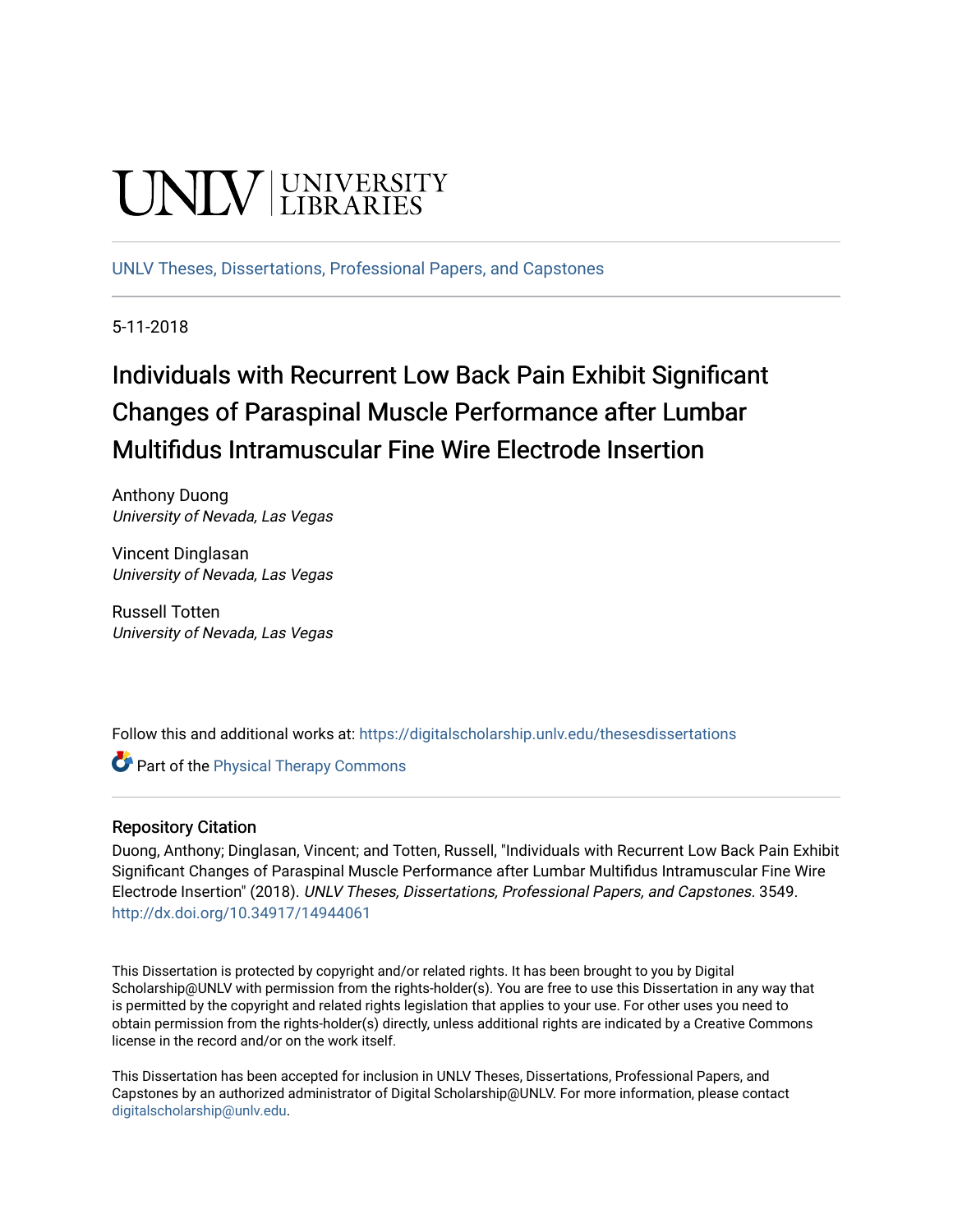UNLV | UNIVERSITY LIBRARIES

UNLV Theses, Dissertations, Professional Papers, and Capstones

5-11-2018

# Individuals with Recurrent Low Back Pain Exhibit Significant Changes of Paraspinal Muscle Performance after Lumbar Multifidus Intramuscular Fine Wire Electrode Insertion

Anthony Duong
*University of Nevada, Las Vegas*

Vincent Dinglasan
*University of Nevada, Las Vegas*

Russell Totten
*University of Nevada, Las Vegas*

Follow this and additional works at: https://digitalscholarship.unlv.edu/thesesdissertations

Part of the Physical Therapy Commons

## Repository Citation

Duong, Anthony; Dinglasan, Vincent; and Totten, Russell, "Individuals with Recurrent Low Back Pain Exhibit Significant Changes of Paraspinal Muscle Performance after Lumbar Multifidus Intramuscular Fine Wire Electrode Insertion" (2018). *UNLV Theses, Dissertations, Professional Papers, and Capstones*. 3549.
http://dx.doi.org/10.34917/14944061

This Dissertation is protected by copyright and/or related rights. It has been brought to you by Digital Scholarship@UNLV with permission from the rights-holder(s). You are free to use this Dissertation in any way that is permitted by the copyright and related rights legislation that applies to your use. For other uses you need to obtain permission from the rights-holder(s) directly, unless additional rights are indicated by a Creative Commons license in the record and/or on the work itself.

This Dissertation has been accepted for inclusion in UNLV Theses, Dissertations, Professional Papers, and Capstones by an authorized administrator of Digital Scholarship@UNLV. For more information, please contact digitalscholarship@unlv.edu.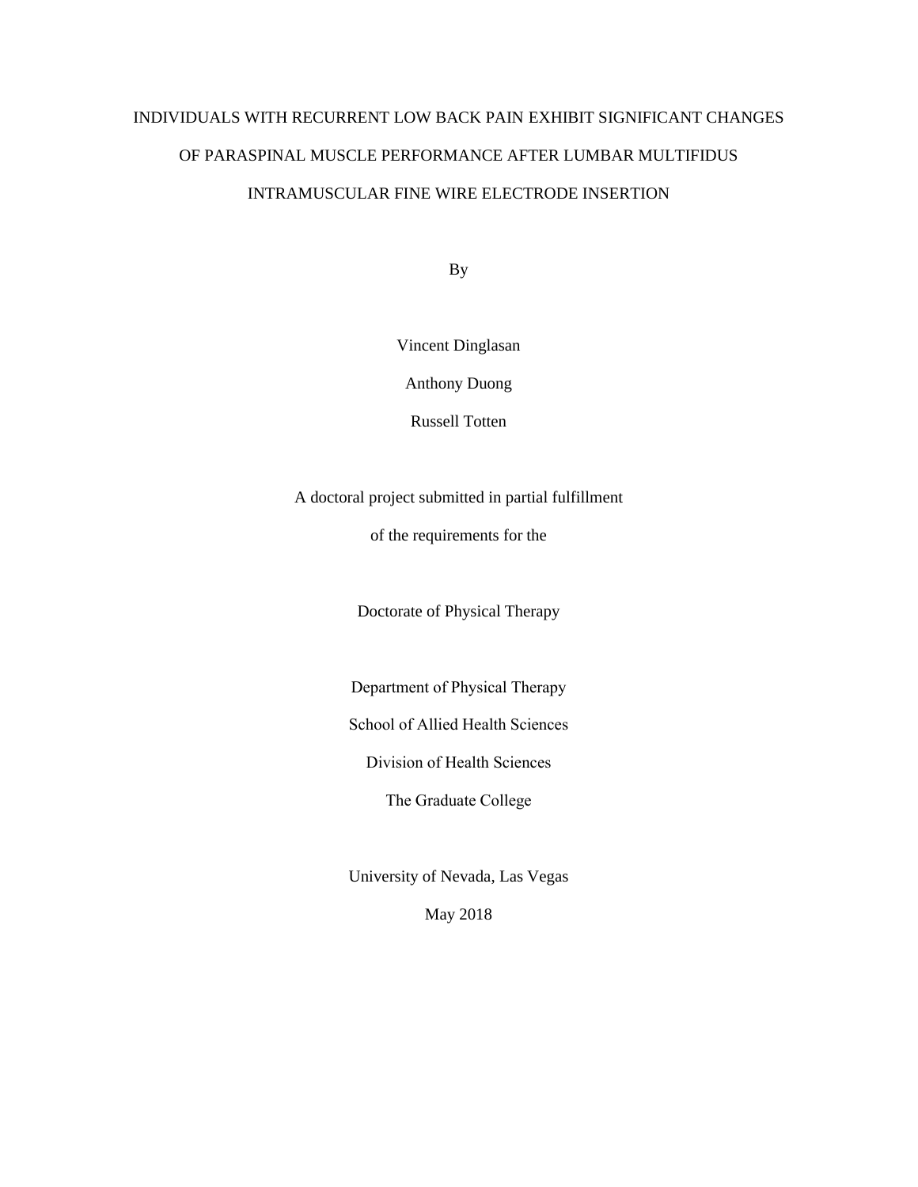# INDIVIDUALS WITH RECURRENT LOW BACK PAIN EXHIBIT SIGNIFICANT CHANGES OF PARASPINAL MUSCLE PERFORMANCE AFTER LUMBAR MULTIFIDUS INTRAMUSCULAR FINE WIRE ELECTRODE INSERTION

By

Vincent Dinglasan

Anthony Duong

Russell Totten

A doctoral project submitted in partial fulfillment

of the requirements for the

Doctorate of Physical Therapy

Department of Physical Therapy

School of Allied Health Sciences

Division of Health Sciences

The Graduate College

University of Nevada, Las Vegas

May 2018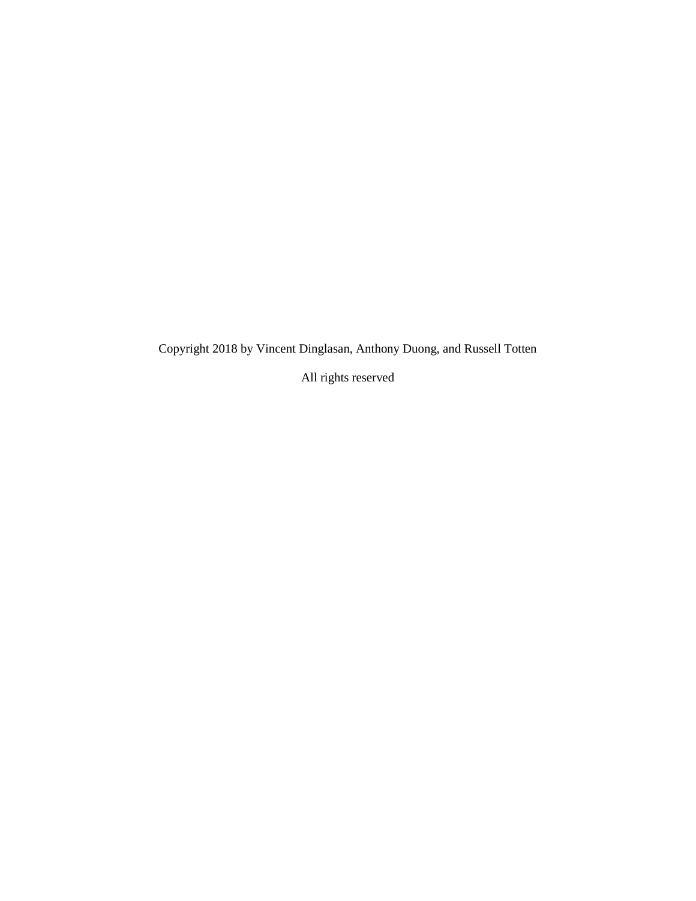Copyright 2018 by Vincent Dinglasan, Anthony Duong, and Russell Totten

All rights reserved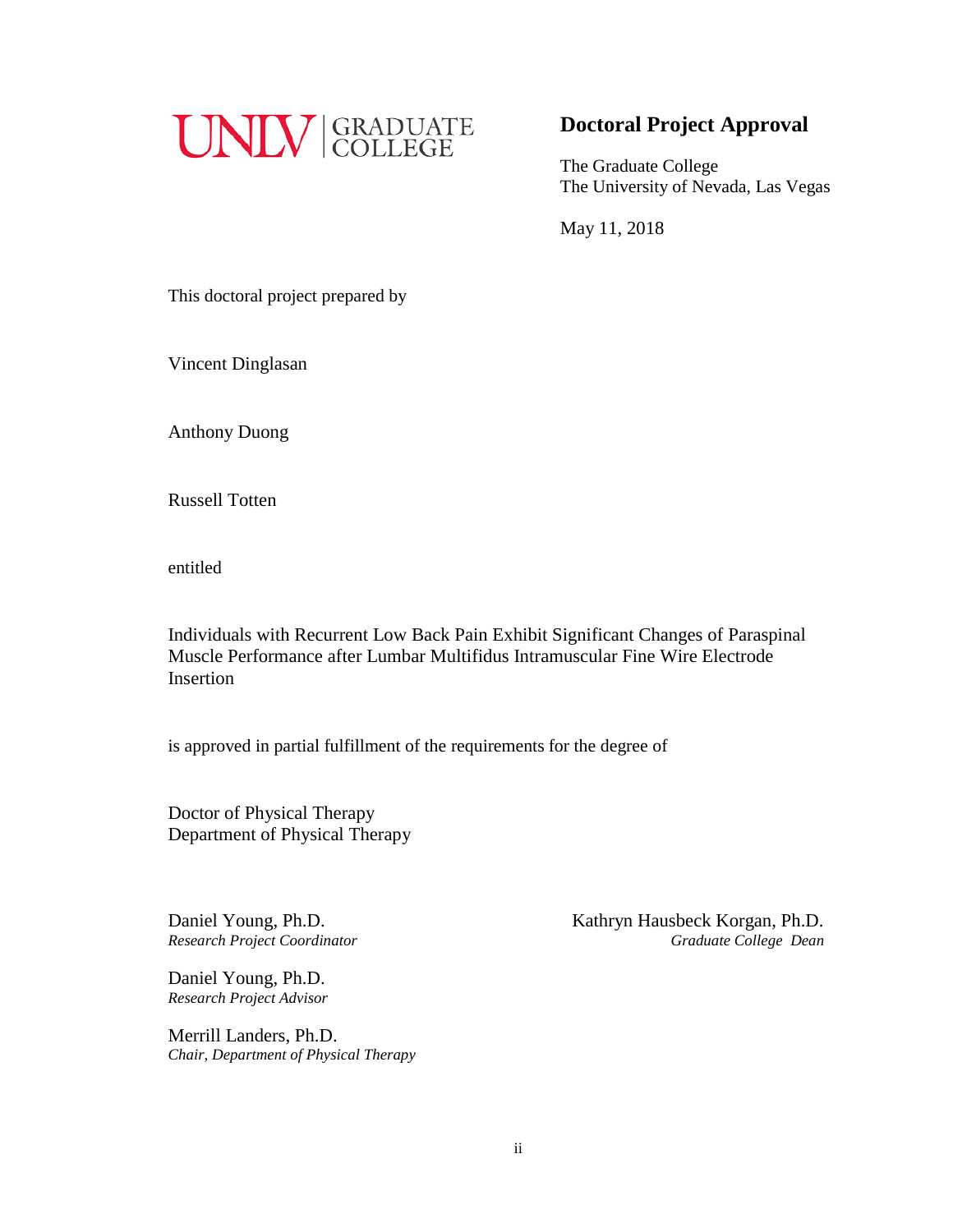UNLV | GRADUATE COLLEGE

## Doctoral Project Approval

The Graduate College
The University of Nevada, Las Vegas

May 11, 2018

This doctoral project prepared by

Vincent Dinglasan

Anthony Duong

Russell Totten

entitled

Individuals with Recurrent Low Back Pain Exhibit Significant Changes of Paraspinal Muscle Performance after Lumbar Multifidus Intramuscular Fine Wire Electrode Insertion

is approved in partial fulfillment of the requirements for the degree of

Doctor of Physical Therapy
Department of Physical Therapy

Daniel Young, Ph.D.
*Research Project Coordinator*

Daniel Young, Ph.D.
*Research Project Advisor*

Merrill Landers, Ph.D.
*Chair, Department of Physical Therapy*

Kathryn Hausbeck Korgan, Ph.D.
*Graduate College Dean*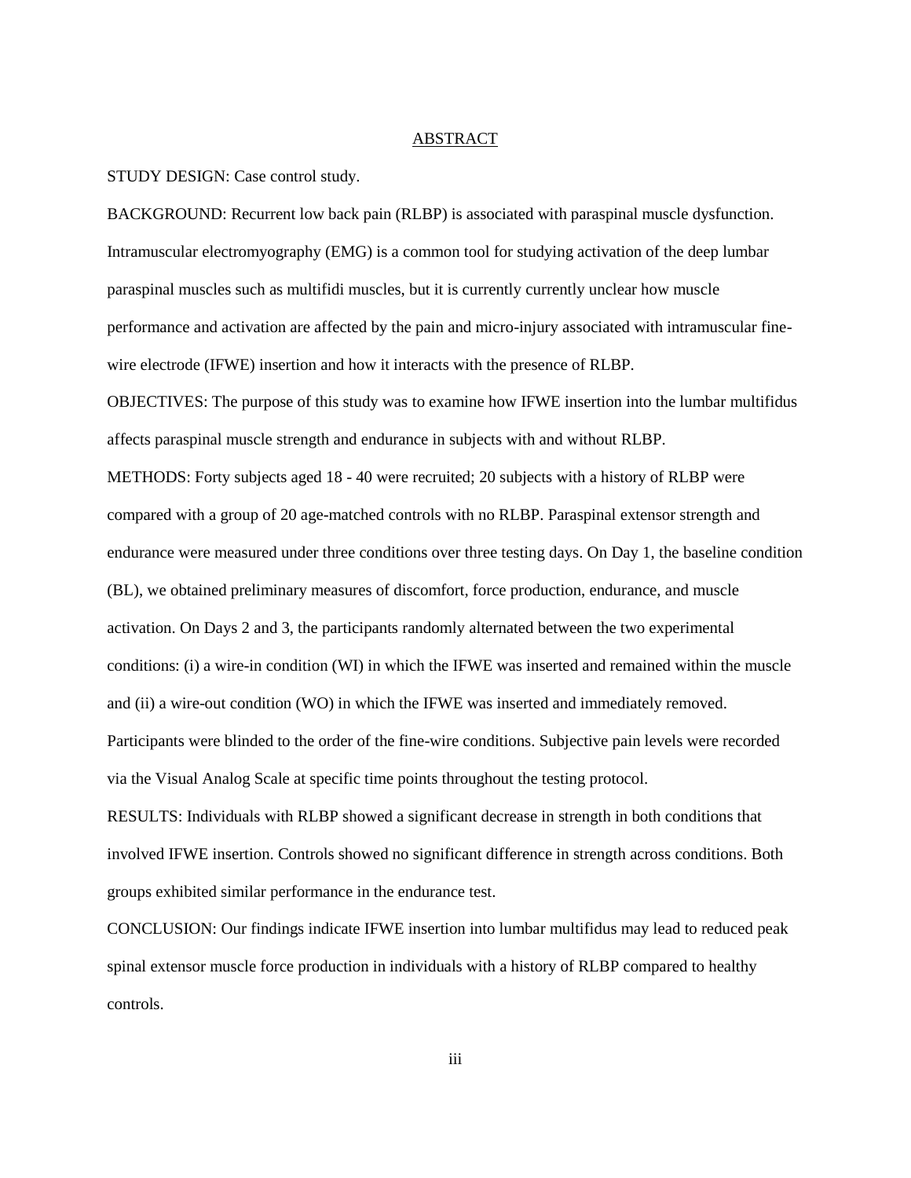# ABSTRACT

STUDY DESIGN: Case control study.

BACKGROUND: Recurrent low back pain (RLBP) is associated with paraspinal muscle dysfunction. Intramuscular electromyography (EMG) is a common tool for studying activation of the deep lumbar paraspinal muscles such as multifidi muscles, but it is currently currently unclear how muscle performance and activation are affected by the pain and micro-injury associated with intramuscular fine-wire electrode (IFWE) insertion and how it interacts with the presence of RLBP.

OBJECTIVES: The purpose of this study was to examine how IFWE insertion into the lumbar multifidus affects paraspinal muscle strength and endurance in subjects with and without RLBP.

METHODS: Forty subjects aged 18 - 40 were recruited; 20 subjects with a history of RLBP were compared with a group of 20 age-matched controls with no RLBP. Paraspinal extensor strength and endurance were measured under three conditions over three testing days. On Day 1, the baseline condition (BL), we obtained preliminary measures of discomfort, force production, endurance, and muscle activation. On Days 2 and 3, the participants randomly alternated between the two experimental conditions: (i) a wire-in condition (WI) in which the IFWE was inserted and remained within the muscle and (ii) a wire-out condition (WO) in which the IFWE was inserted and immediately removed. Participants were blinded to the order of the fine-wire conditions. Subjective pain levels were recorded via the Visual Analog Scale at specific time points throughout the testing protocol.

RESULTS: Individuals with RLBP showed a significant decrease in strength in both conditions that involved IFWE insertion. Controls showed no significant difference in strength across conditions. Both groups exhibited similar performance in the endurance test.

CONCLUSION: Our findings indicate IFWE insertion into lumbar multifidus may lead to reduced peak spinal extensor muscle force production in individuals with a history of RLBP compared to healthy controls.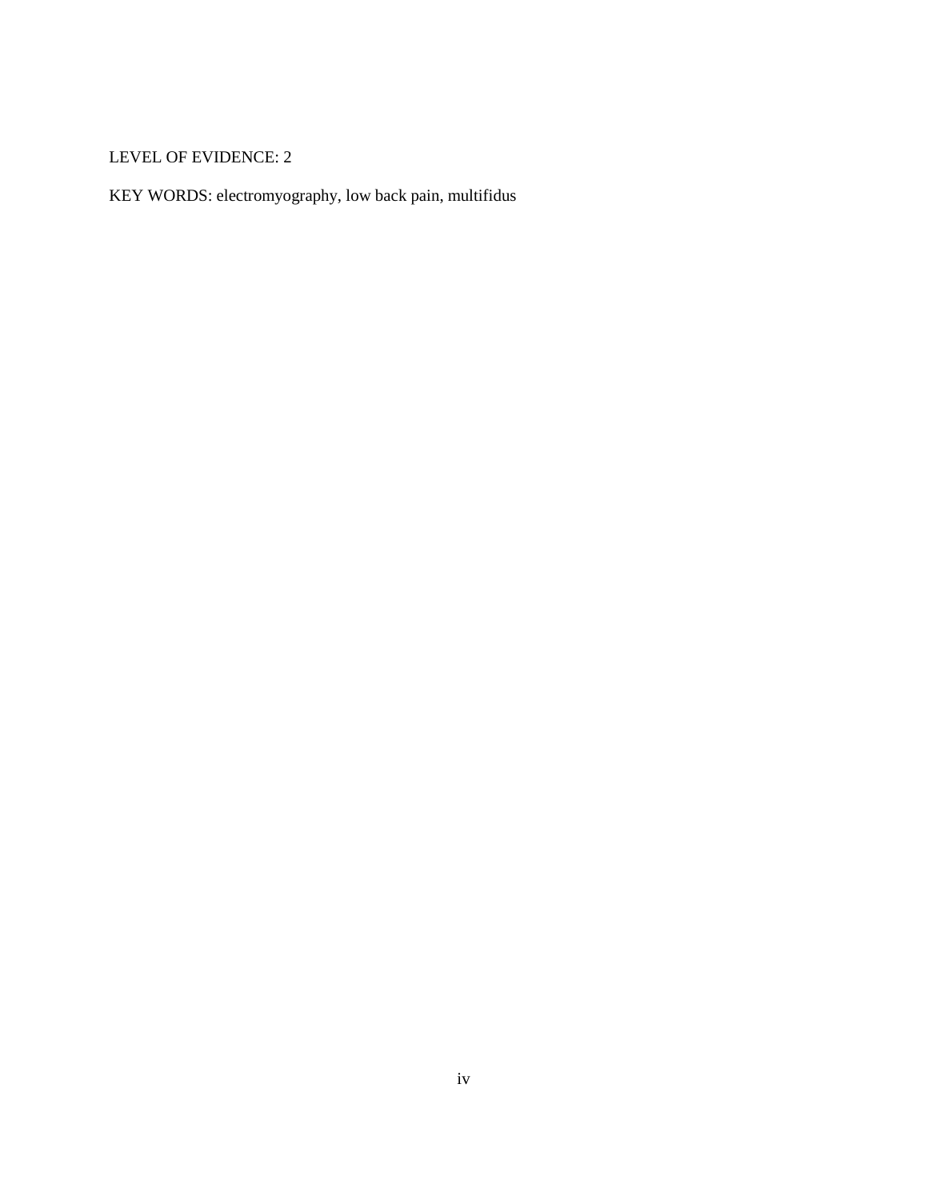LEVEL OF EVIDENCE: 2

KEY WORDS: electromyography, low back pain, multifidus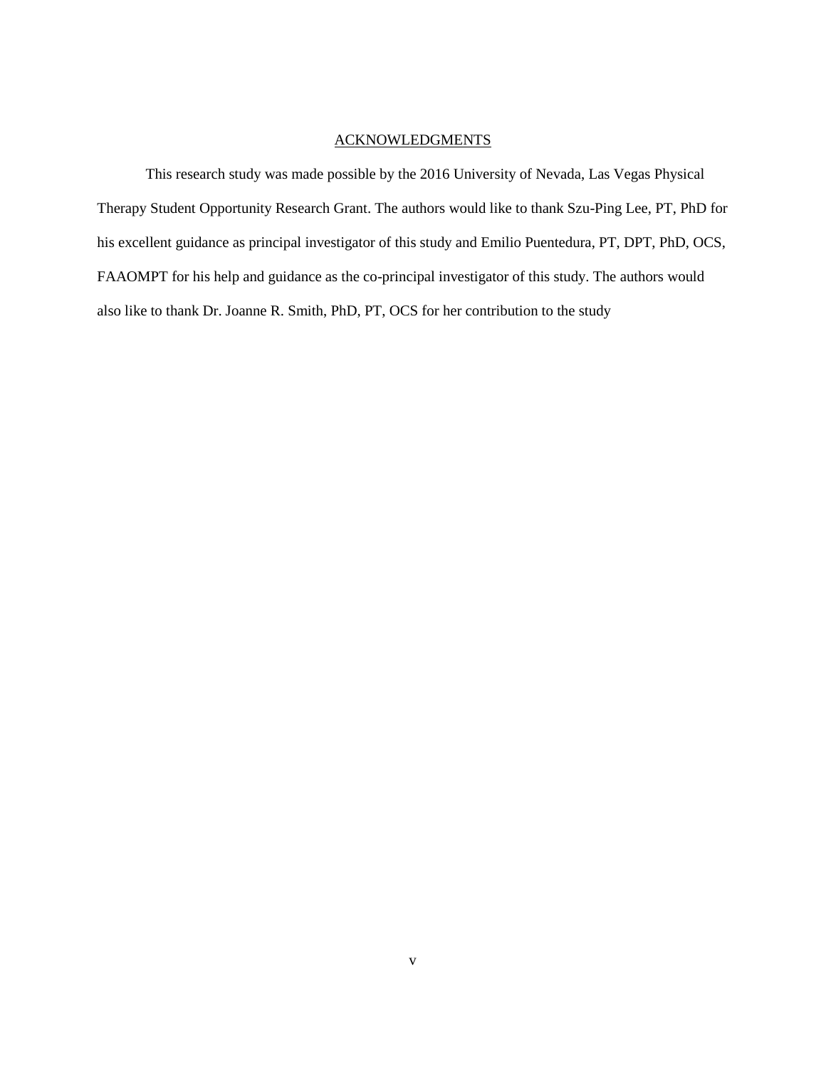## ACKNOWLEDGMENTS

This research study was made possible by the 2016 University of Nevada, Las Vegas Physical Therapy Student Opportunity Research Grant. The authors would like to thank Szu-Ping Lee, PT, PhD for his excellent guidance as principal investigator of this study and Emilio Puentedura, PT, DPT, PhD, OCS, FAAOMPT for his help and guidance as the co-principal investigator of this study. The authors would also like to thank Dr. Joanne R. Smith, PhD, PT, OCS for her contribution to the study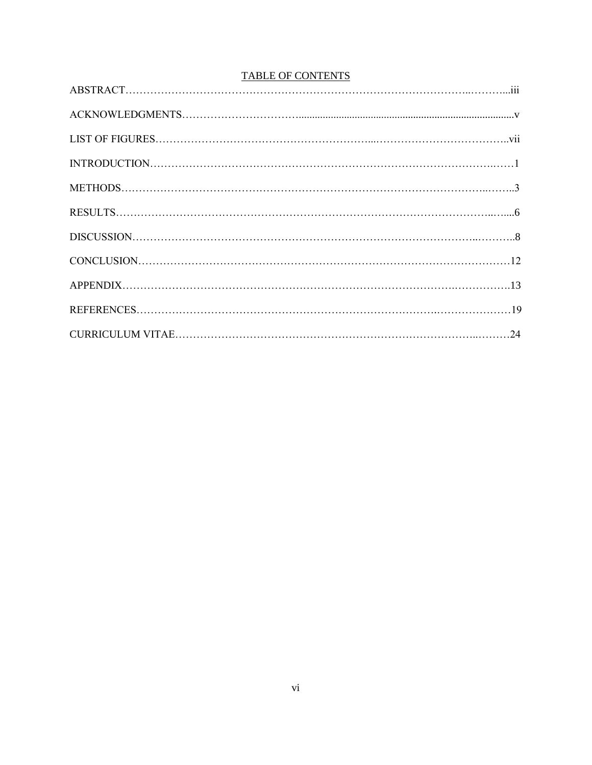# TABLE OF CONTENTS

ABSTRACT……………………………………………………………………………………..………..iii

ACKNOWLEDGMENTS…………………………….................................................................................v

LIST OF FIGURES…………………………………………………...………………………………..vii

INTRODUCTION…………………………………………………………………………………….……1

METHODS……………………………………………………………………………………..……..3

RESULTS………………………………………………………………………………………..…....6

DISCUSSION……………………………………………………………………………………..………..8

CONCLUSION……………………………………………………………………………………………12

APPENDIX……………………………………………………………………………….…………….13

REFERENCES……………………………………………………………………….……….…………………19

CURRICULUM VITAE…………………………………………………………………………..………24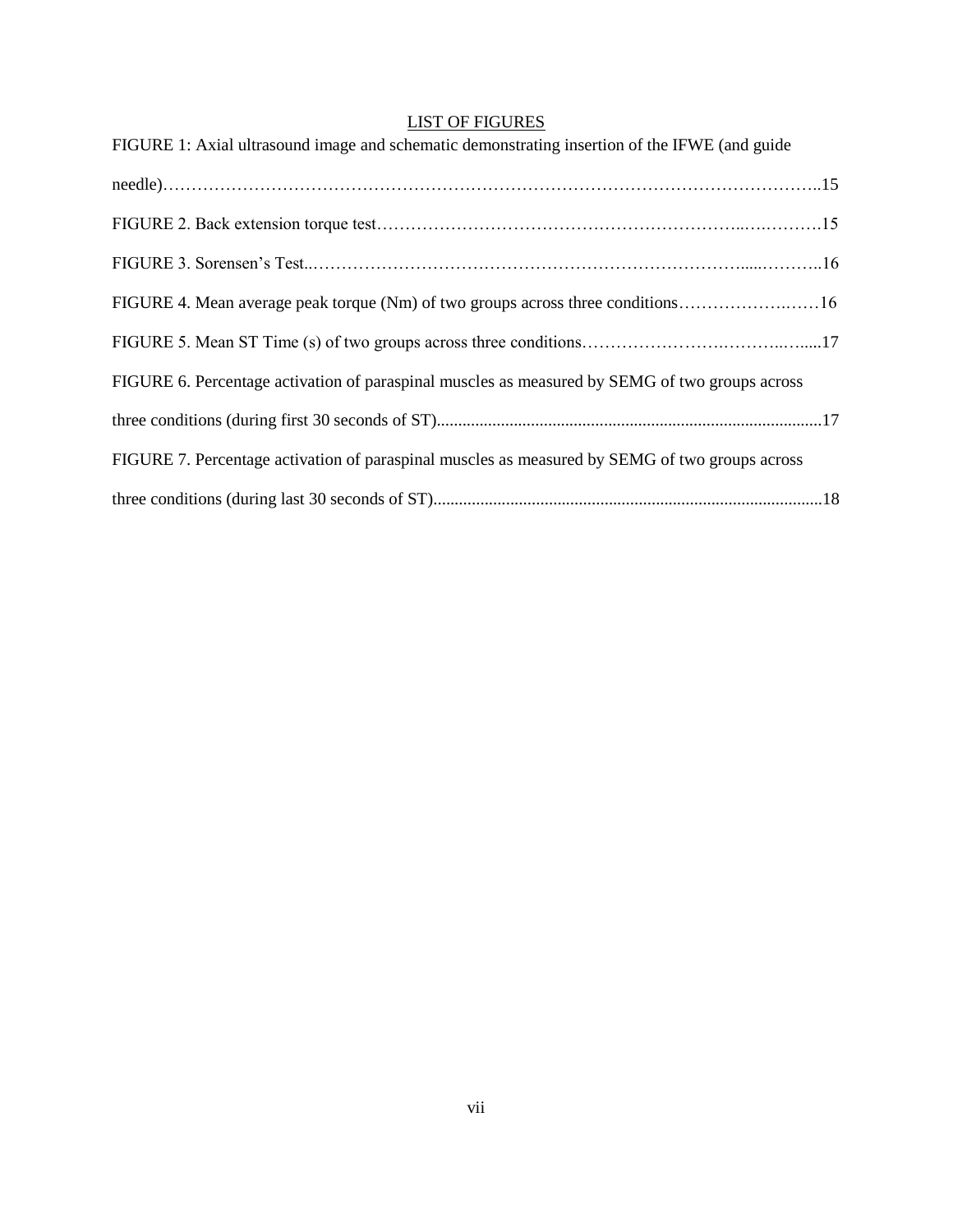# LIST OF FIGURES

FIGURE 1: Axial ultrasound image and schematic demonstrating insertion of the IFWE (and guide needle)……………………………………………………………………………………………………..15

FIGURE 2. Back extension torque test…………………………………………………………..….……….15

FIGURE 3. Sorensen's Test..……………………………………………………………………......………..16

FIGURE 4. Mean average peak torque (Nm) of two groups across three conditions……………….……16

FIGURE 5. Mean ST Time (s) of two groups across three conditions…………………….………..…....17

FIGURE 6. Percentage activation of paraspinal muscles as measured by SEMG of two groups across three conditions (during first 30 seconds of ST)........................................................................................17

FIGURE 7. Percentage activation of paraspinal muscles as measured by SEMG of two groups across three conditions (during last 30 seconds of ST)..........................................................................................18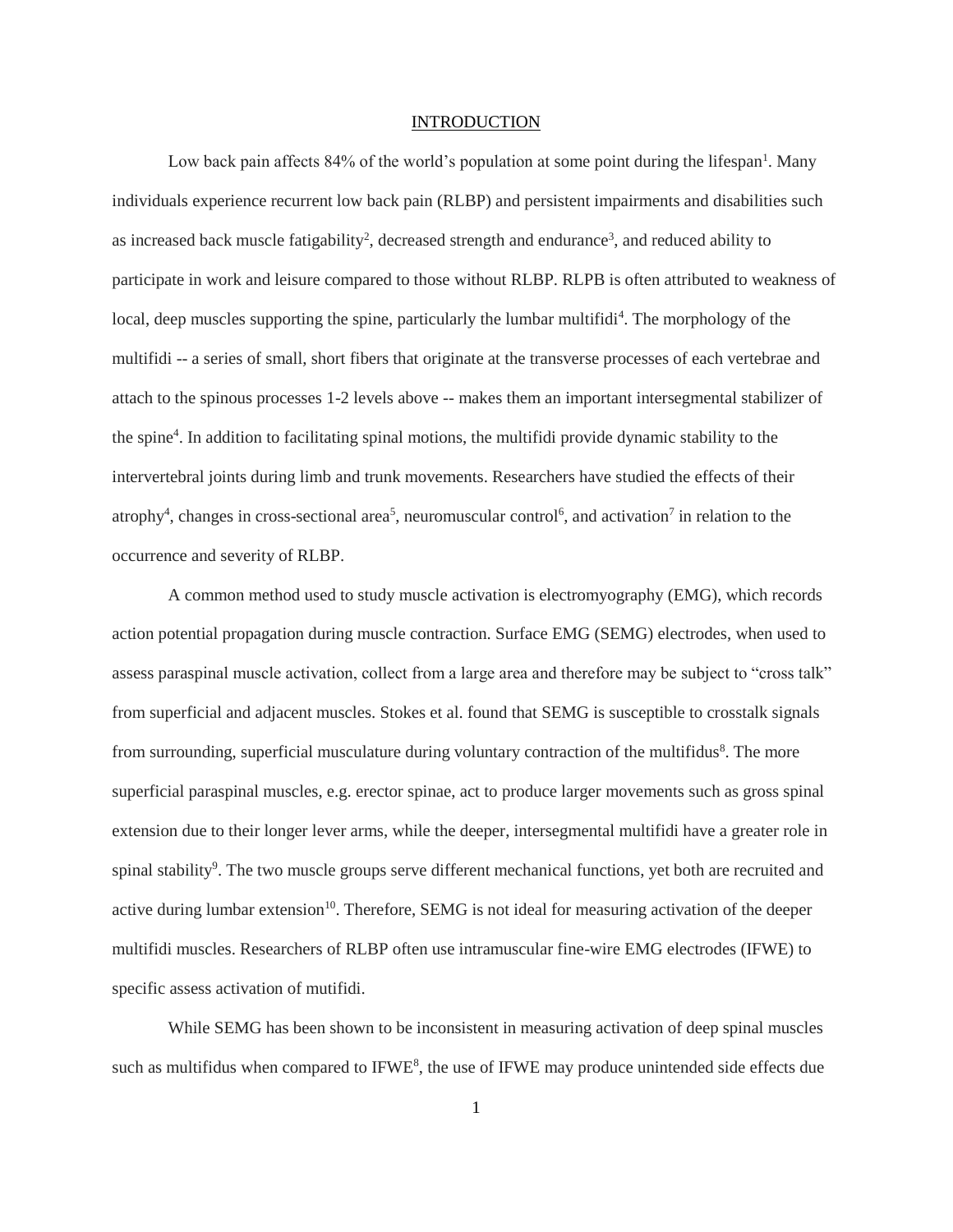## INTRODUCTION

Low back pain affects 84% of the world's population at some point during the lifespan[1]. Many individuals experience recurrent low back pain (RLBP) and persistent impairments and disabilities such as increased back muscle fatigability[2], decreased strength and endurance[3], and reduced ability to participate in work and leisure compared to those without RLBP. RLPB is often attributed to weakness of local, deep muscles supporting the spine, particularly the lumbar multifidi[4]. The morphology of the multifidi -- a series of small, short fibers that originate at the transverse processes of each vertebrae and attach to the spinous processes 1-2 levels above -- makes them an important intersegmental stabilizer of the spine[4]. In addition to facilitating spinal motions, the multifidi provide dynamic stability to the intervertebral joints during limb and trunk movements. Researchers have studied the effects of their atrophy[4], changes in cross-sectional area[5], neuromuscular control[6], and activation[7] in relation to the occurrence and severity of RLBP.

A common method used to study muscle activation is electromyography (EMG), which records action potential propagation during muscle contraction. Surface EMG (SEMG) electrodes, when used to assess paraspinal muscle activation, collect from a large area and therefore may be subject to "cross talk" from superficial and adjacent muscles. Stokes et al. found that SEMG is susceptible to crosstalk signals from surrounding, superficial musculature during voluntary contraction of the multifidus[8]. The more superficial paraspinal muscles, e.g. erector spinae, act to produce larger movements such as gross spinal extension due to their longer lever arms, while the deeper, intersegmental multifidi have a greater role in spinal stability[9]. The two muscle groups serve different mechanical functions, yet both are recruited and active during lumbar extension[10]. Therefore, SEMG is not ideal for measuring activation of the deeper multifidi muscles. Researchers of RLBP often use intramuscular fine-wire EMG electrodes (IFWE) to specific assess activation of mutifidi.

While SEMG has been shown to be inconsistent in measuring activation of deep spinal muscles such as multifidus when compared to IFWE[8], the use of IFWE may produce unintended side effects due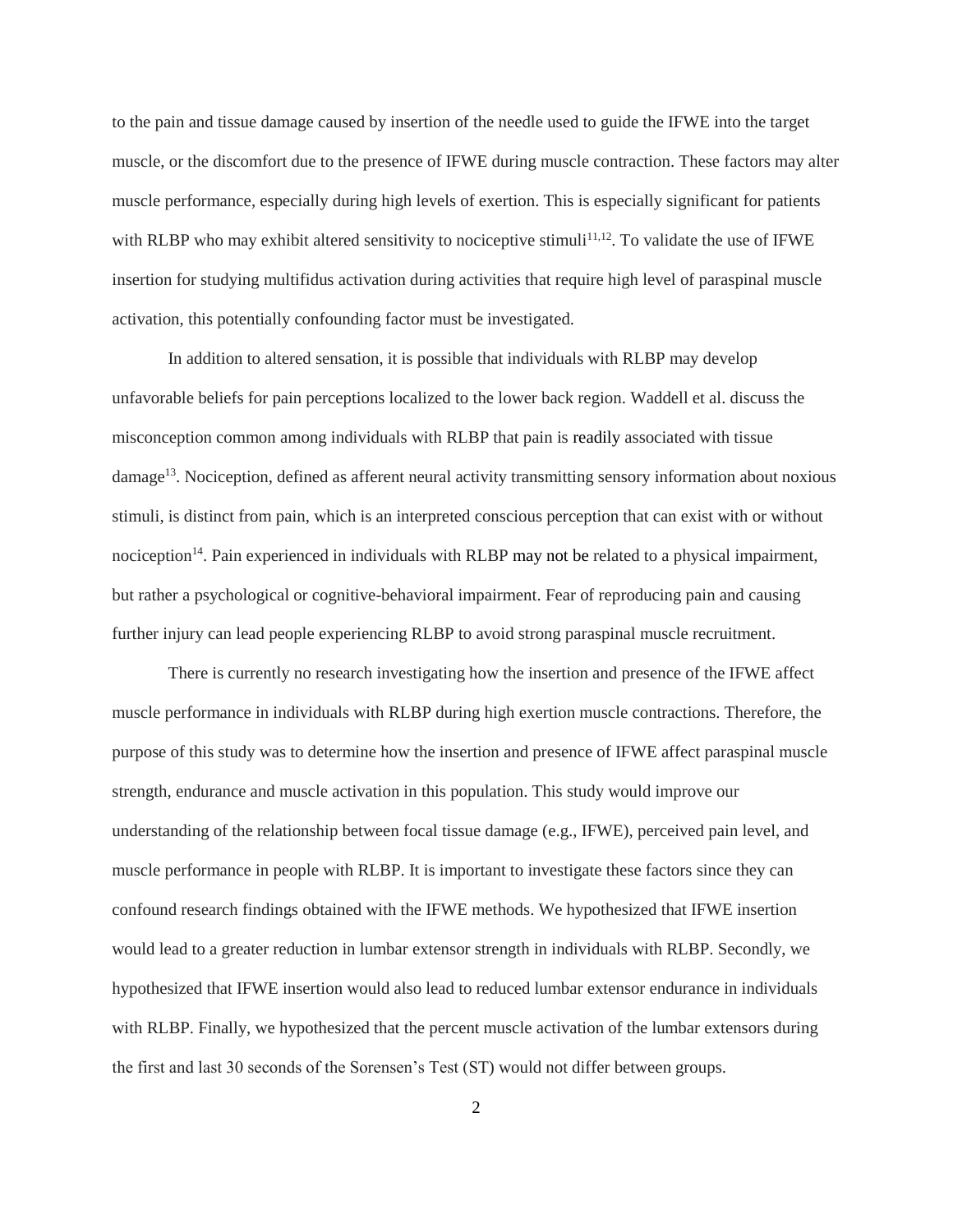to the pain and tissue damage caused by insertion of the needle used to guide the IFWE into the target muscle, or the discomfort due to the presence of IFWE during muscle contraction. These factors may alter muscle performance, especially during high levels of exertion. This is especially significant for patients with RLBP who may exhibit altered sensitivity to nociceptive stimuli[11,12]. To validate the use of IFWE insertion for studying multifidus activation during activities that require high level of paraspinal muscle activation, this potentially confounding factor must be investigated.

In addition to altered sensation, it is possible that individuals with RLBP may develop unfavorable beliefs for pain perceptions localized to the lower back region. Waddell et al. discuss the misconception common among individuals with RLBP that pain is readily associated with tissue damage[13]. Nociception, defined as afferent neural activity transmitting sensory information about noxious stimuli, is distinct from pain, which is an interpreted conscious perception that can exist with or without nociception[14]. Pain experienced in individuals with RLBP may not be related to a physical impairment, but rather a psychological or cognitive-behavioral impairment. Fear of reproducing pain and causing further injury can lead people experiencing RLBP to avoid strong paraspinal muscle recruitment.

There is currently no research investigating how the insertion and presence of the IFWE affect muscle performance in individuals with RLBP during high exertion muscle contractions. Therefore, the purpose of this study was to determine how the insertion and presence of IFWE affect paraspinal muscle strength, endurance and muscle activation in this population. This study would improve our understanding of the relationship between focal tissue damage (e.g., IFWE), perceived pain level, and muscle performance in people with RLBP. It is important to investigate these factors since they can confound research findings obtained with the IFWE methods. We hypothesized that IFWE insertion would lead to a greater reduction in lumbar extensor strength in individuals with RLBP. Secondly, we hypothesized that IFWE insertion would also lead to reduced lumbar extensor endurance in individuals with RLBP. Finally, we hypothesized that the percent muscle activation of the lumbar extensors during the first and last 30 seconds of the Sorensen's Test (ST) would not differ between groups.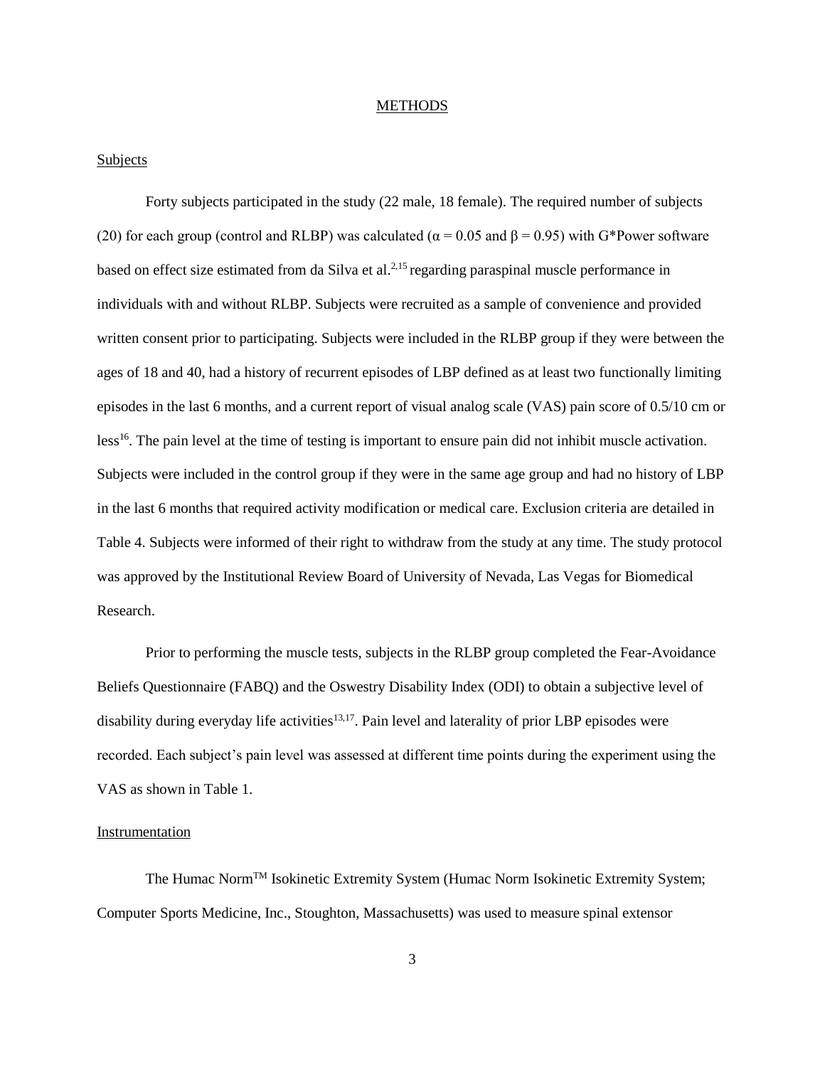## METHODS

### Subjects

Forty subjects participated in the study (22 male, 18 female). The required number of subjects (20) for each group (control and RLBP) was calculated ($\alpha = 0.05$ and $\beta = 0.95$) with G*Power software based on effect size estimated from da Silva et al.[2,15] regarding paraspinal muscle performance in individuals with and without RLBP. Subjects were recruited as a sample of convenience and provided written consent prior to participating. Subjects were included in the RLBP group if they were between the ages of 18 and 40, had a history of recurrent episodes of LBP defined as at least two functionally limiting episodes in the last 6 months, and a current report of visual analog scale (VAS) pain score of 0.5/10 cm or less[16]. The pain level at the time of testing is important to ensure pain did not inhibit muscle activation. Subjects were included in the control group if they were in the same age group and had no history of LBP in the last 6 months that required activity modification or medical care. Exclusion criteria are detailed in Table 4. Subjects were informed of their right to withdraw from the study at any time. The study protocol was approved by the Institutional Review Board of University of Nevada, Las Vegas for Biomedical Research.

Prior to performing the muscle tests, subjects in the RLBP group completed the Fear-Avoidance Beliefs Questionnaire (FABQ) and the Oswestry Disability Index (ODI) to obtain a subjective level of disability during everyday life activities[13,17]. Pain level and laterality of prior LBP episodes were recorded. Each subject's pain level was assessed at different time points during the experiment using the VAS as shown in Table 1.

### Instrumentation

The Humac Norm™ Isokinetic Extremity System (Humac Norm Isokinetic Extremity System; Computer Sports Medicine, Inc., Stoughton, Massachusetts) was used to measure spinal extensor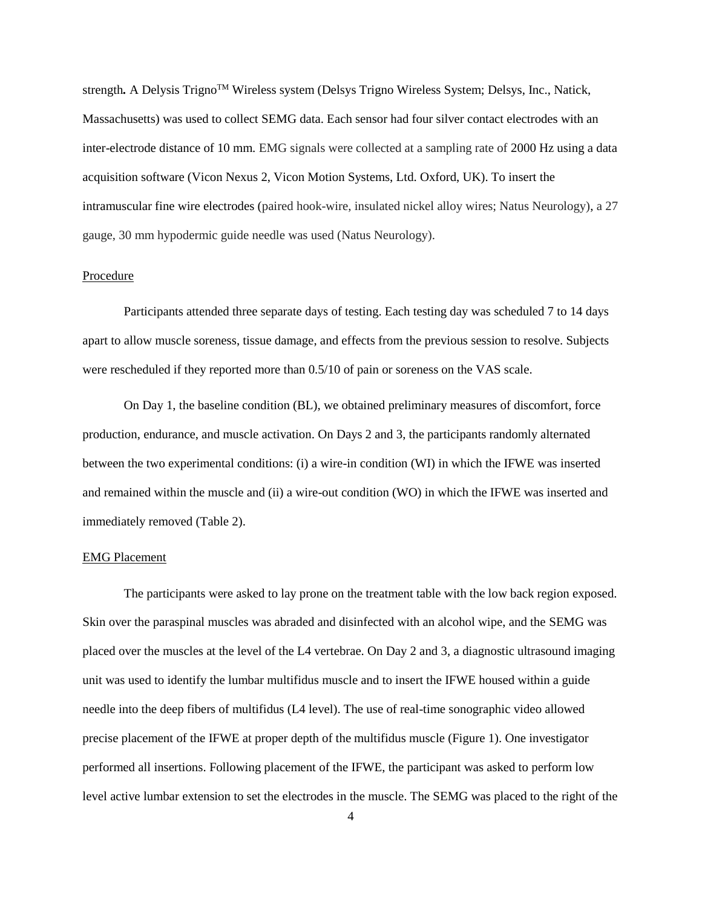strength**.** A Delysis Trigno$^{TM}$ Wireless system (Delsys Trigno Wireless System; Delsys, Inc., Natick, Massachusetts) was used to collect SEMG data. Each sensor had four silver contact electrodes with an inter-electrode distance of 10 mm. EMG signals were collected at a sampling rate of 2000 Hz using a data acquisition software (Vicon Nexus 2, Vicon Motion Systems, Ltd. Oxford, UK). To insert the intramuscular fine wire electrodes (paired hook-wire, insulated nickel alloy wires; Natus Neurology), a 27 gauge, 30 mm hypodermic guide needle was used (Natus Neurology).

Procedure

Participants attended three separate days of testing. Each testing day was scheduled 7 to 14 days apart to allow muscle soreness, tissue damage, and effects from the previous session to resolve. Subjects were rescheduled if they reported more than 0.5/10 of pain or soreness on the VAS scale.

On Day 1, the baseline condition (BL), we obtained preliminary measures of discomfort, force production, endurance, and muscle activation. On Days 2 and 3, the participants randomly alternated between the two experimental conditions: (i) a wire-in condition (WI) in which the IFWE was inserted and remained within the muscle and (ii) a wire-out condition (WO) in which the IFWE was inserted and immediately removed (Table 2).

EMG Placement

The participants were asked to lay prone on the treatment table with the low back region exposed. Skin over the paraspinal muscles was abraded and disinfected with an alcohol wipe, and the SEMG was placed over the muscles at the level of the L4 vertebrae. On Day 2 and 3, a diagnostic ultrasound imaging unit was used to identify the lumbar multifidus muscle and to insert the IFWE housed within a guide needle into the deep fibers of multifidus (L4 level). The use of real-time sonographic video allowed precise placement of the IFWE at proper depth of the multifidus muscle (Figure 1). One investigator performed all insertions. Following placement of the IFWE, the participant was asked to perform low level active lumbar extension to set the electrodes in the muscle. The SEMG was placed to the right of the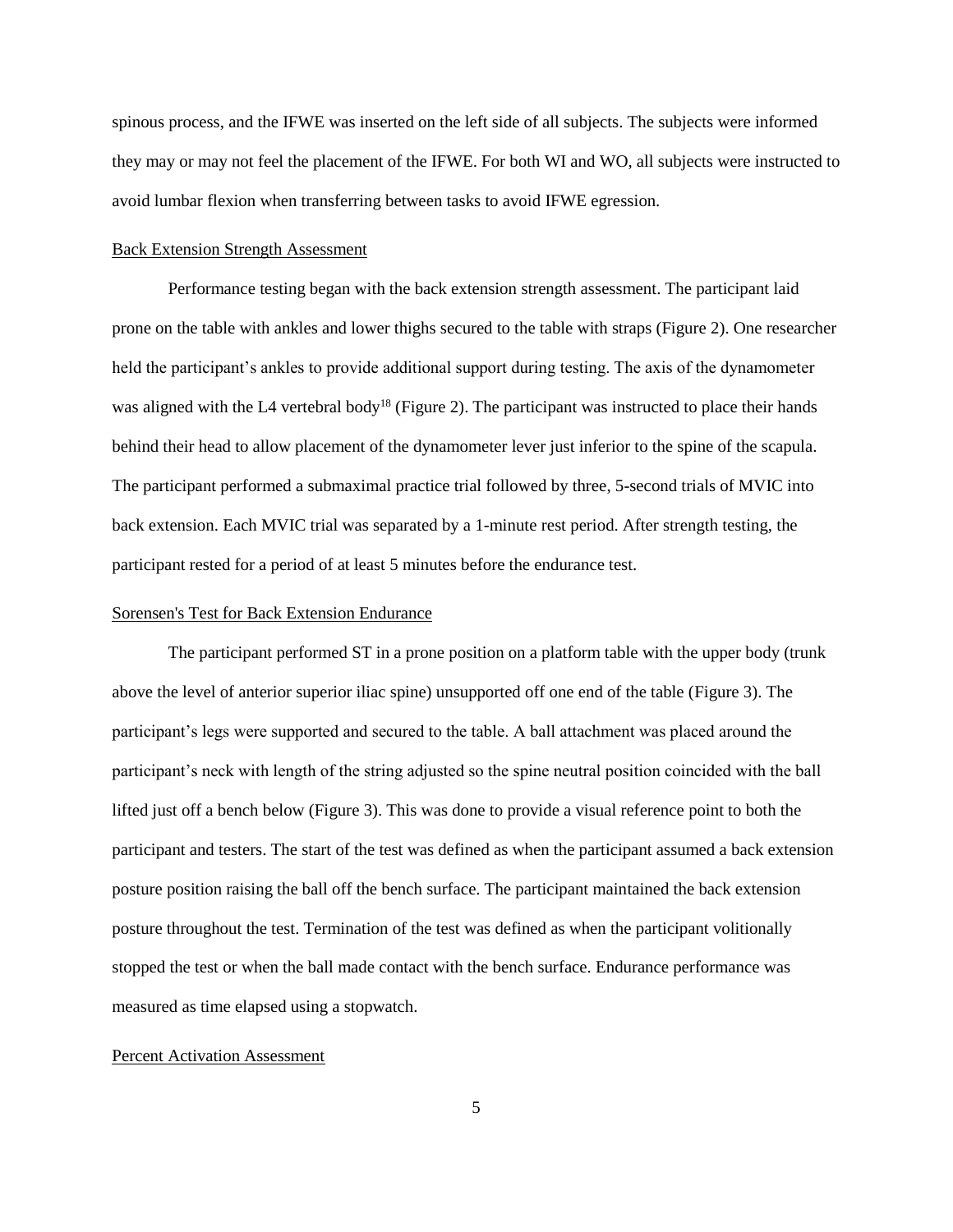spinous process, and the IFWE was inserted on the left side of all subjects. The subjects were informed they may or may not feel the placement of the IFWE. For both WI and WO, all subjects were instructed to avoid lumbar flexion when transferring between tasks to avoid IFWE egression.

## Back Extension Strength Assessment

Performance testing began with the back extension strength assessment. The participant laid prone on the table with ankles and lower thighs secured to the table with straps (Figure 2). One researcher held the participant's ankles to provide additional support during testing. The axis of the dynamometer was aligned with the L4 vertebral body[18] (Figure 2). The participant was instructed to place their hands behind their head to allow placement of the dynamometer lever just inferior to the spine of the scapula. The participant performed a submaximal practice trial followed by three, 5-second trials of MVIC into back extension. Each MVIC trial was separated by a 1-minute rest period. After strength testing, the participant rested for a period of at least 5 minutes before the endurance test.

## Sorensen's Test for Back Extension Endurance

The participant performed ST in a prone position on a platform table with the upper body (trunk above the level of anterior superior iliac spine) unsupported off one end of the table (Figure 3). The participant's legs were supported and secured to the table. A ball attachment was placed around the participant's neck with length of the string adjusted so the spine neutral position coincided with the ball lifted just off a bench below (Figure 3). This was done to provide a visual reference point to both the participant and testers. The start of the test was defined as when the participant assumed a back extension posture position raising the ball off the bench surface. The participant maintained the back extension posture throughout the test. Termination of the test was defined as when the participant volitionally stopped the test or when the ball made contact with the bench surface. Endurance performance was measured as time elapsed using a stopwatch.

## Percent Activation Assessment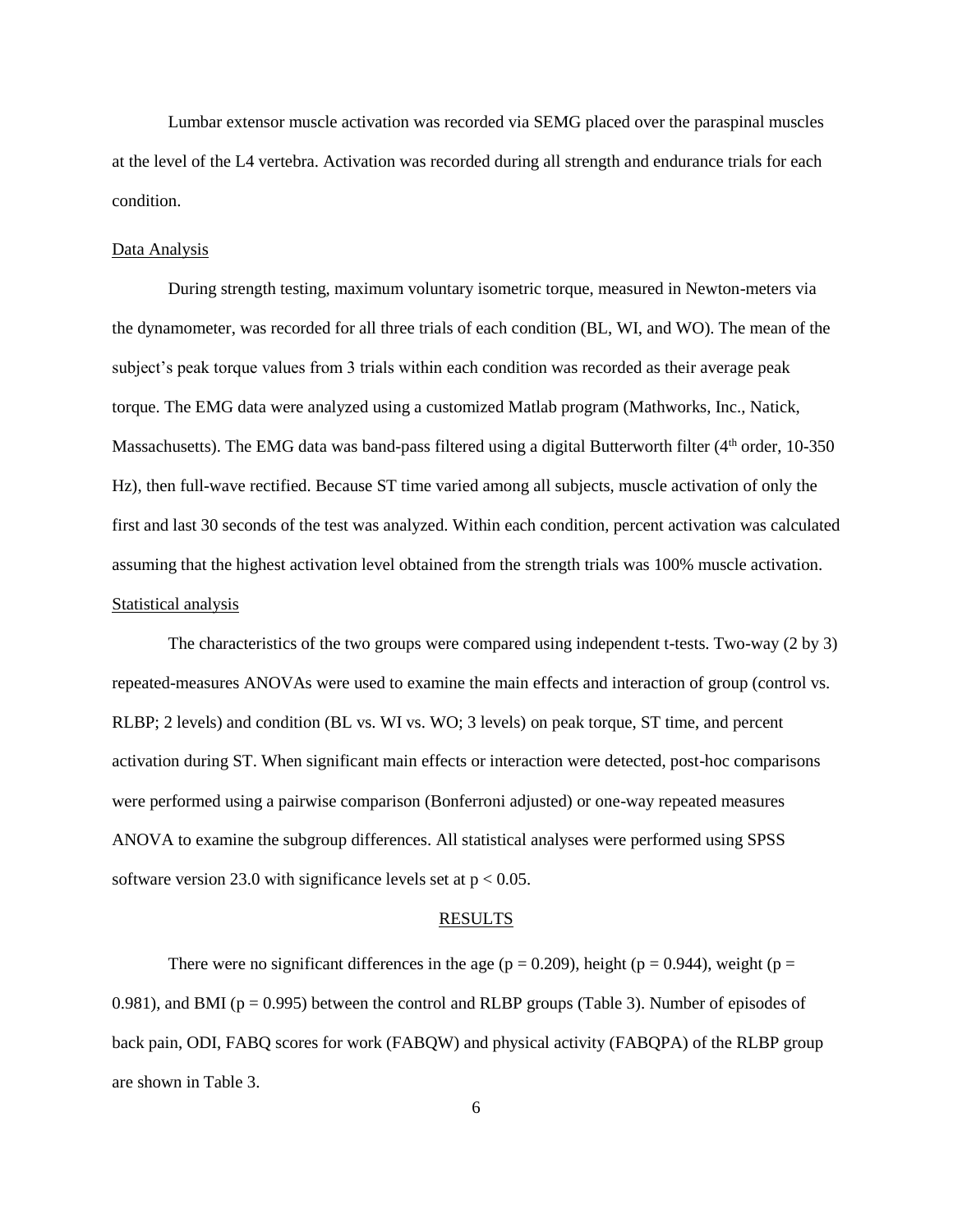Lumbar extensor muscle activation was recorded via SEMG placed over the paraspinal muscles at the level of the L4 vertebra. Activation was recorded during all strength and endurance trials for each condition.

## Data Analysis

During strength testing, maximum voluntary isometric torque, measured in Newton-meters via the dynamometer, was recorded for all three trials of each condition (BL, WI, and WO). The mean of the subject's peak torque values from 3 trials within each condition was recorded as their average peak torque. The EMG data were analyzed using a customized Matlab program (Mathworks, Inc., Natick, Massachusetts). The EMG data was band-pass filtered using a digital Butterworth filter ($4^{th}$ order, 10-350 Hz), then full-wave rectified. Because ST time varied among all subjects, muscle activation of only the first and last 30 seconds of the test was analyzed. Within each condition, percent activation was calculated assuming that the highest activation level obtained from the strength trials was 100% muscle activation.

## Statistical analysis

The characteristics of the two groups were compared using independent t-tests. Two-way (2 by 3) repeated-measures ANOVAs were used to examine the main effects and interaction of group (control vs. RLBP; 2 levels) and condition (BL vs. WI vs. WO; 3 levels) on peak torque, ST time, and percent activation during ST. When significant main effects or interaction were detected, post-hoc comparisons were performed using a pairwise comparison (Bonferroni adjusted) or one-way repeated measures ANOVA to examine the subgroup differences. All statistical analyses were performed using SPSS software version 23.0 with significance levels set at $p < 0.05$.

# RESULTS

There were no significant differences in the age ($p = 0.209$), height ($p = 0.944$), weight ($p = 0.981$), and BMI ($p = 0.995$) between the control and RLBP groups (Table 3). Number of episodes of back pain, ODI, FABQ scores for work (FABQW) and physical activity (FABQPA) of the RLBP group are shown in Table 3.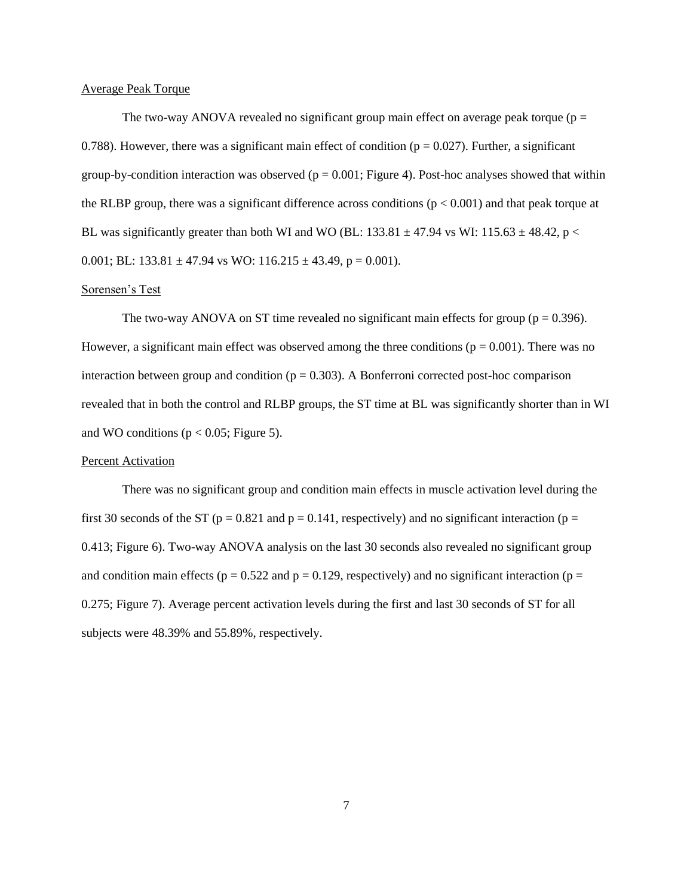### Average Peak Torque

The two-way ANOVA revealed no significant group main effect on average peak torque ($p = 0.788$). However, there was a significant main effect of condition ($p = 0.027$). Further, a significant group-by-condition interaction was observed ($p = 0.001$; Figure 4). Post-hoc analyses showed that within the RLBP group, there was a significant difference across conditions ($p < 0.001$) and that peak torque at BL was significantly greater than both WI and WO (BL: $133.81 \pm 47.94$ vs WI: $115.63 \pm 48.42$, $p < 0.001$; BL: $133.81 \pm 47.94$ vs WO: $116.215 \pm 43.49$, $p = 0.001$).

### Sorensen's Test

The two-way ANOVA on ST time revealed no significant main effects for group ($p = 0.396$). However, a significant main effect was observed among the three conditions ($p = 0.001$). There was no interaction between group and condition ($p = 0.303$). A Bonferroni corrected post-hoc comparison revealed that in both the control and RLBP groups, the ST time at BL was significantly shorter than in WI and WO conditions ($p < 0.05$; Figure 5).

### Percent Activation

There was no significant group and condition main effects in muscle activation level during the first 30 seconds of the ST ($p = 0.821$ and $p = 0.141$, respectively) and no significant interaction ($p = 0.413$; Figure 6). Two-way ANOVA analysis on the last 30 seconds also revealed no significant group and condition main effects ($p = 0.522$ and $p = 0.129$, respectively) and no significant interaction ($p = 0.275$; Figure 7). Average percent activation levels during the first and last 30 seconds of ST for all subjects were 48.39% and 55.89%, respectively.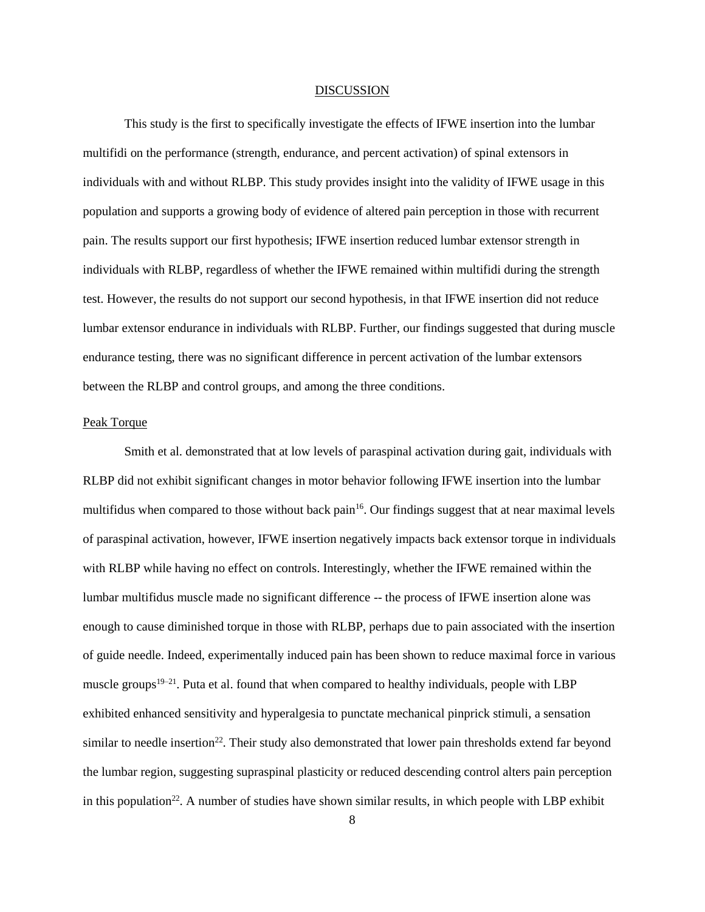## DISCUSSION

This study is the first to specifically investigate the effects of IFWE insertion into the lumbar multifidi on the performance (strength, endurance, and percent activation) of spinal extensors in individuals with and without RLBP. This study provides insight into the validity of IFWE usage in this population and supports a growing body of evidence of altered pain perception in those with recurrent pain. The results support our first hypothesis; IFWE insertion reduced lumbar extensor strength in individuals with RLBP, regardless of whether the IFWE remained within multifidi during the strength test. However, the results do not support our second hypothesis, in that IFWE insertion did not reduce lumbar extensor endurance in individuals with RLBP. Further, our findings suggested that during muscle endurance testing, there was no significant difference in percent activation of the lumbar extensors between the RLBP and control groups, and among the three conditions.

### Peak Torque

Smith et al. demonstrated that at low levels of paraspinal activation during gait, individuals with RLBP did not exhibit significant changes in motor behavior following IFWE insertion into the lumbar multifidus when compared to those without back pain[16]. Our findings suggest that at near maximal levels of paraspinal activation, however, IFWE insertion negatively impacts back extensor torque in individuals with RLBP while having no effect on controls. Interestingly, whether the IFWE remained within the lumbar multifidus muscle made no significant difference -- the process of IFWE insertion alone was enough to cause diminished torque in those with RLBP, perhaps due to pain associated with the insertion of guide needle. Indeed, experimentally induced pain has been shown to reduce maximal force in various muscle groups[19–21]. Puta et al. found that when compared to healthy individuals, people with LBP exhibited enhanced sensitivity and hyperalgesia to punctate mechanical pinprick stimuli, a sensation similar to needle insertion[22]. Their study also demonstrated that lower pain thresholds extend far beyond the lumbar region, suggesting supraspinal plasticity or reduced descending control alters pain perception in this population[22]. A number of studies have shown similar results, in which people with LBP exhibit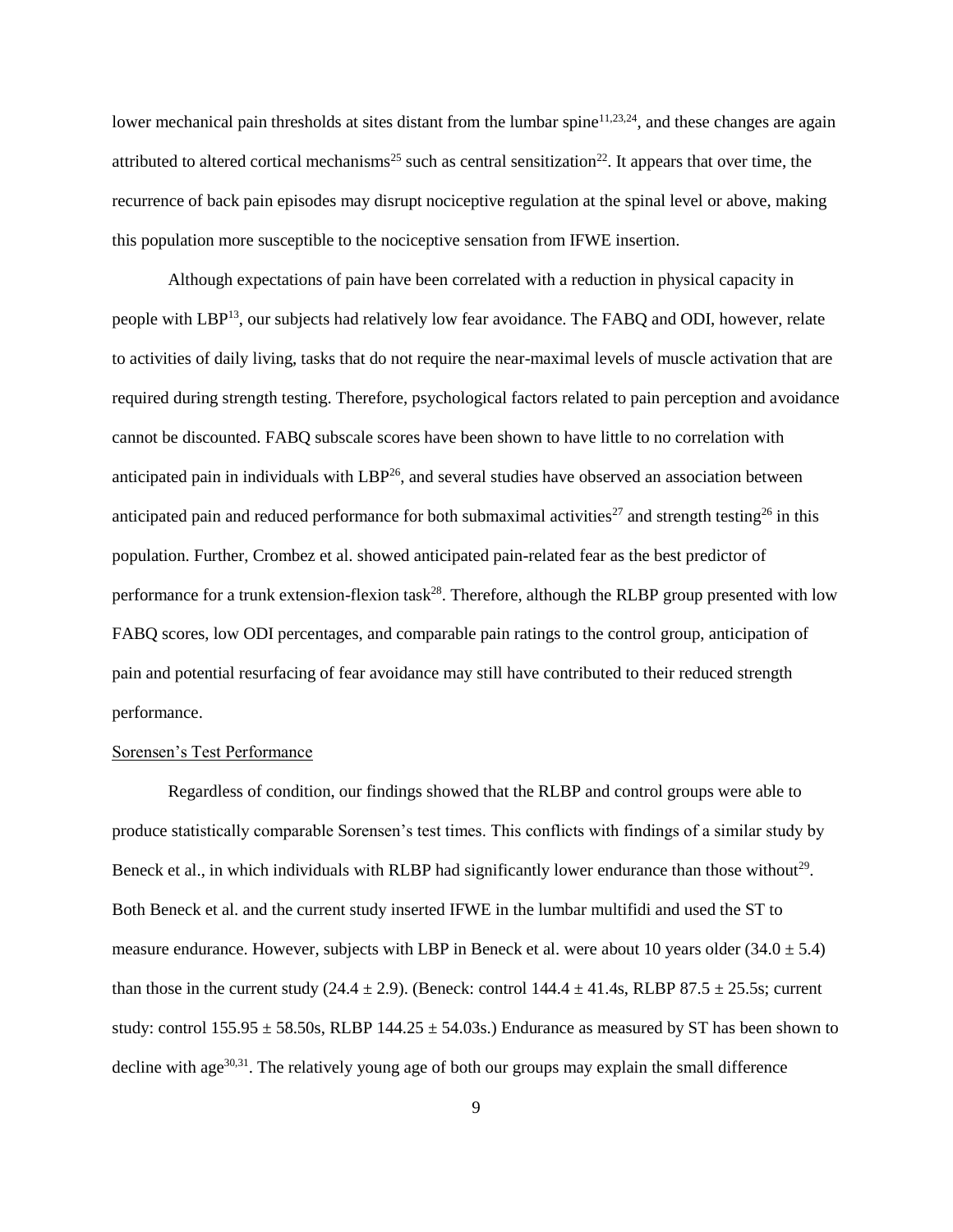lower mechanical pain thresholds at sites distant from the lumbar spine[11,23,24], and these changes are again attributed to altered cortical mechanisms[25] such as central sensitization[22]. It appears that over time, the recurrence of back pain episodes may disrupt nociceptive regulation at the spinal level or above, making this population more susceptible to the nociceptive sensation from IFWE insertion.

Although expectations of pain have been correlated with a reduction in physical capacity in people with LBP[13], our subjects had relatively low fear avoidance. The FABQ and ODI, however, relate to activities of daily living, tasks that do not require the near-maximal levels of muscle activation that are required during strength testing. Therefore, psychological factors related to pain perception and avoidance cannot be discounted. FABQ subscale scores have been shown to have little to no correlation with anticipated pain in individuals with LBP[26], and several studies have observed an association between anticipated pain and reduced performance for both submaximal activities[27] and strength testing[26] in this population. Further, Crombez et al. showed anticipated pain-related fear as the best predictor of performance for a trunk extension-flexion task[28]. Therefore, although the RLBP group presented with low FABQ scores, low ODI percentages, and comparable pain ratings to the control group, anticipation of pain and potential resurfacing of fear avoidance may still have contributed to their reduced strength performance.

<u>Sorensen's Test Performance</u>

Regardless of condition, our findings showed that the RLBP and control groups were able to produce statistically comparable Sorensen's test times. This conflicts with findings of a similar study by Beneck et al., in which individuals with RLBP had significantly lower endurance than those without[29]. Both Beneck et al. and the current study inserted IFWE in the lumbar multifidi and used the ST to measure endurance. However, subjects with LBP in Beneck et al. were about 10 years older ($34.0 \pm 5.4$) than those in the current study ($24.4 \pm 2.9$). (Beneck: control $144.4 \pm 41.4$s, RLBP $87.5 \pm 25.5$s; current study: control $155.95 \pm 58.50$s, RLBP $144.25 \pm 54.03$s.) Endurance as measured by ST has been shown to decline with age[30,31]. The relatively young age of both our groups may explain the small difference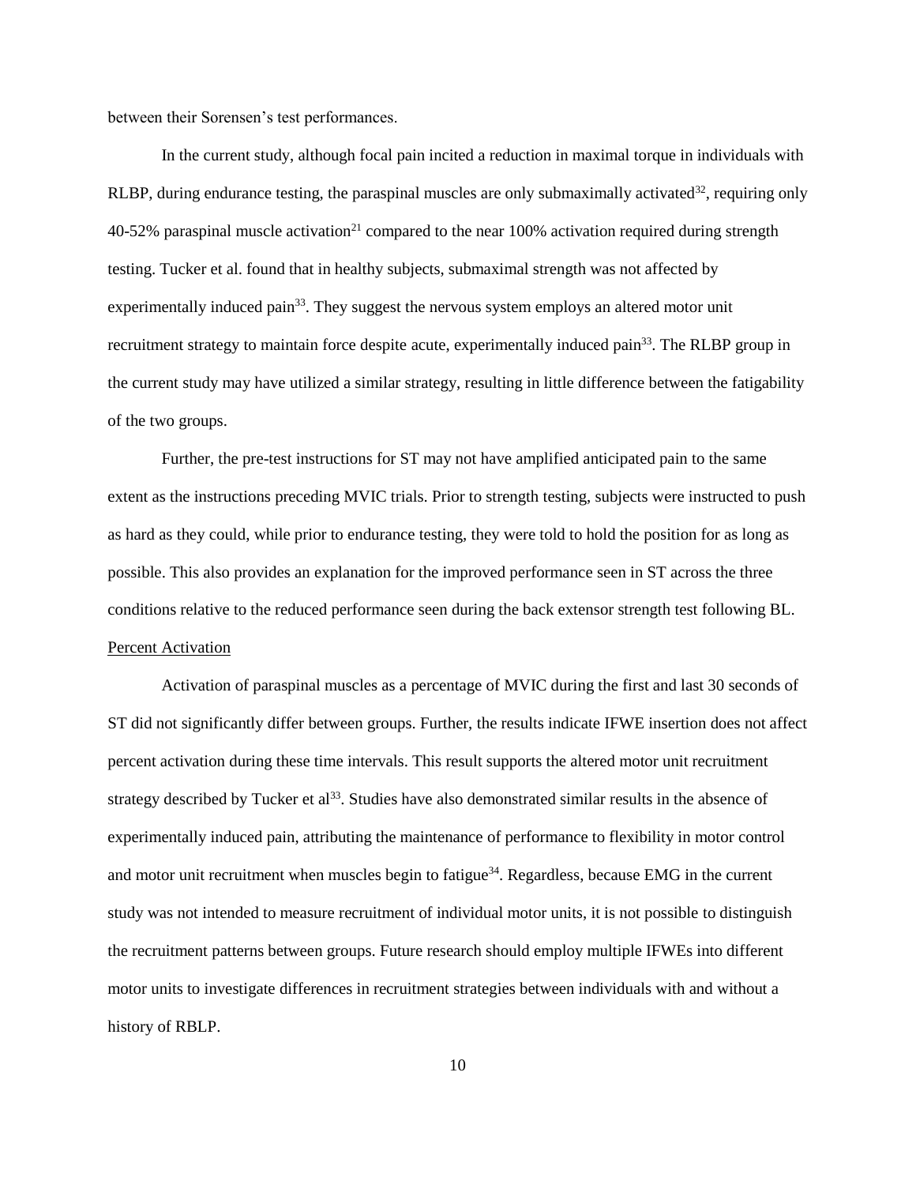between their Sorensen's test performances.

In the current study, although focal pain incited a reduction in maximal torque in individuals with RLBP, during endurance testing, the paraspinal muscles are only submaximally activated[32], requiring only 40-52% paraspinal muscle activation[21] compared to the near 100% activation required during strength testing. Tucker et al. found that in healthy subjects, submaximal strength was not affected by experimentally induced pain[33]. They suggest the nervous system employs an altered motor unit recruitment strategy to maintain force despite acute, experimentally induced pain[33]. The RLBP group in the current study may have utilized a similar strategy, resulting in little difference between the fatigability of the two groups.

Further, the pre-test instructions for ST may not have amplified anticipated pain to the same extent as the instructions preceding MVIC trials. Prior to strength testing, subjects were instructed to push as hard as they could, while prior to endurance testing, they were told to hold the position for as long as possible. This also provides an explanation for the improved performance seen in ST across the three conditions relative to the reduced performance seen during the back extensor strength test following BL.

Percent Activation

Activation of paraspinal muscles as a percentage of MVIC during the first and last 30 seconds of ST did not significantly differ between groups. Further, the results indicate IFWE insertion does not affect percent activation during these time intervals. This result supports the altered motor unit recruitment strategy described by Tucker et al[33]. Studies have also demonstrated similar results in the absence of experimentally induced pain, attributing the maintenance of performance to flexibility in motor control and motor unit recruitment when muscles begin to fatigue[34]. Regardless, because EMG in the current study was not intended to measure recruitment of individual motor units, it is not possible to distinguish the recruitment patterns between groups. Future research should employ multiple IFWEs into different motor units to investigate differences in recruitment strategies between individuals with and without a history of RBLP.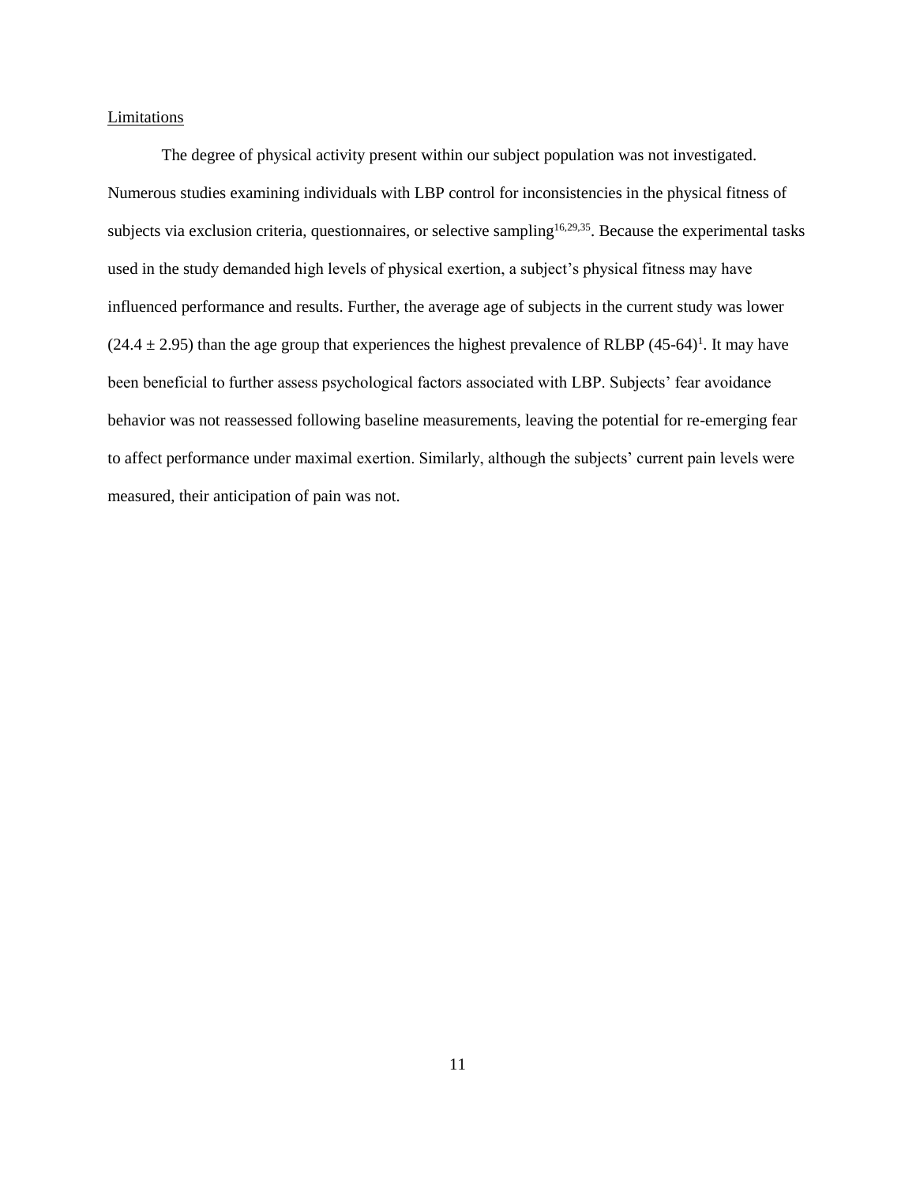## Limitations

The degree of physical activity present within our subject population was not investigated. Numerous studies examining individuals with LBP control for inconsistencies in the physical fitness of subjects via exclusion criteria, questionnaires, or selective sampling[16,29,35]. Because the experimental tasks used in the study demanded high levels of physical exertion, a subject's physical fitness may have influenced performance and results. Further, the average age of subjects in the current study was lower ($24.4 \pm 2.95$) than the age group that experiences the highest prevalence of RLBP (45-64)[1]. It may have been beneficial to further assess psychological factors associated with LBP. Subjects' fear avoidance behavior was not reassessed following baseline measurements, leaving the potential for re-emerging fear to affect performance under maximal exertion. Similarly, although the subjects' current pain levels were measured, their anticipation of pain was not.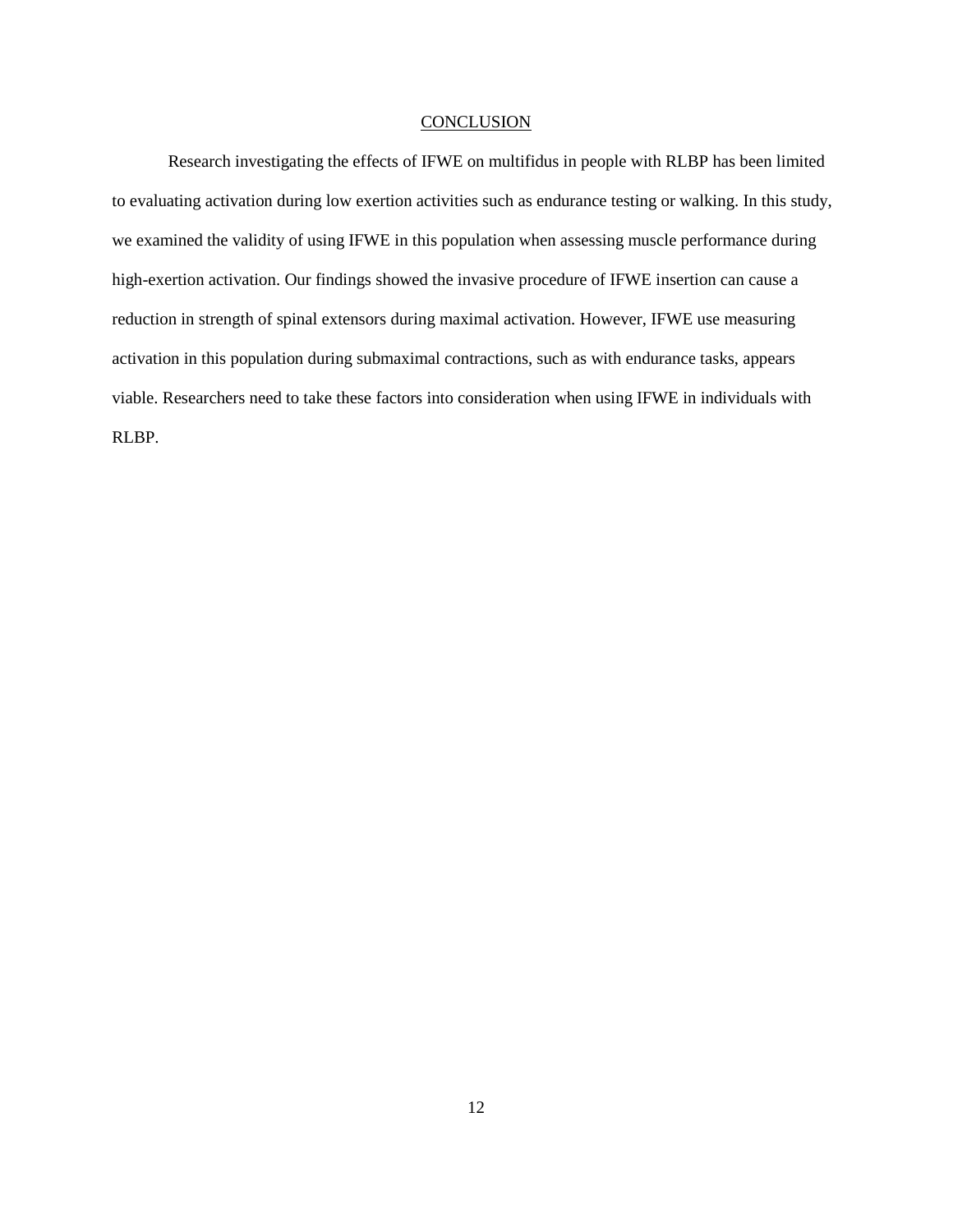## CONCLUSION

Research investigating the effects of IFWE on multifidus in people with RLBP has been limited to evaluating activation during low exertion activities such as endurance testing or walking. In this study, we examined the validity of using IFWE in this population when assessing muscle performance during high-exertion activation. Our findings showed the invasive procedure of IFWE insertion can cause a reduction in strength of spinal extensors during maximal activation. However, IFWE use measuring activation in this population during submaximal contractions, such as with endurance tasks, appears viable. Researchers need to take these factors into consideration when using IFWE in individuals with RLBP.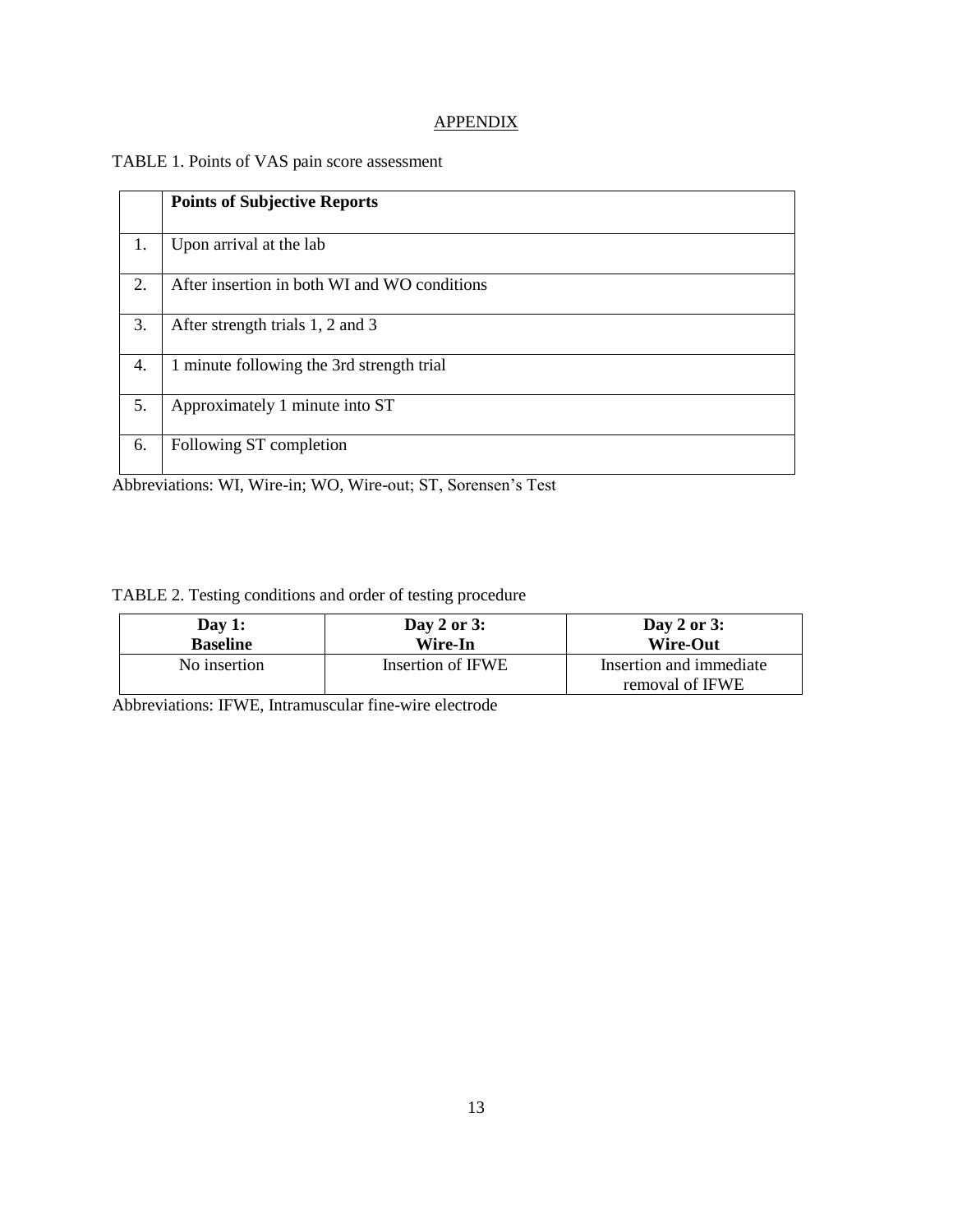# APPENDIX

TABLE 1. Points of VAS pain score assessment

| | **Points of Subjective Reports** |
|---|---|
| 1. | Upon arrival at the lab |
| 2. | After insertion in both WI and WO conditions |
| 3. | After strength trials 1, 2 and 3 |
| 4. | 1 minute following the 3rd strength trial |
| 5. | Approximately 1 minute into ST |
| 6. | Following ST completion |

Abbreviations: WI, Wire-in; WO, Wire-out; ST, Sorensen's Test

TABLE 2. Testing conditions and order of testing procedure

| **Day 1: Baseline** | **Day 2 or 3: Wire-In** | **Day 2 or 3: Wire-Out** |
|---|---|---|
| No insertion | Insertion of IFWE | Insertion and immediate removal of IFWE |

Abbreviations: IFWE, Intramuscular fine-wire electrode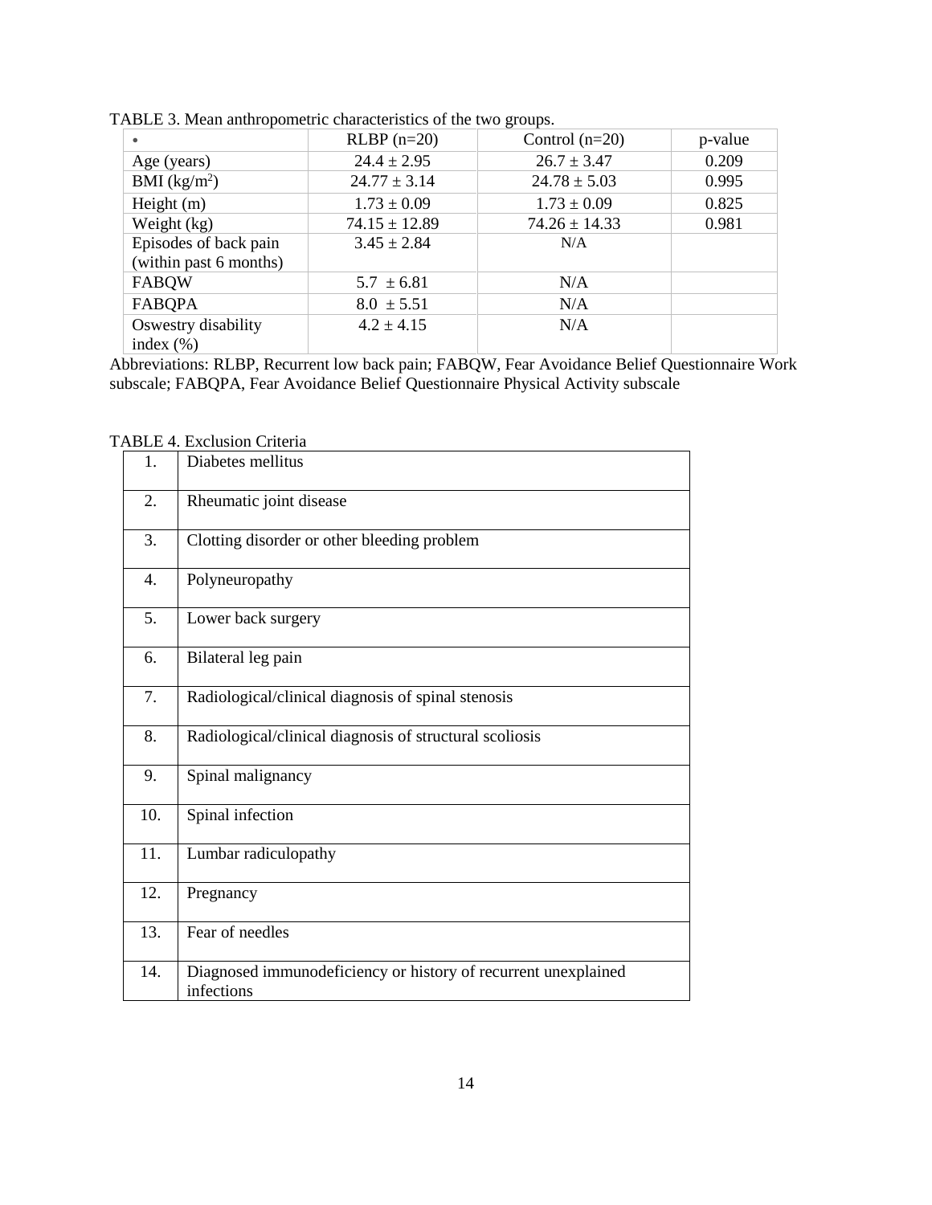TABLE 3. Mean anthropometric characteristics of the two groups.

| • | RLBP (n=20) | Control (n=20) | p-value |
|---|---|---|---|
| Age (years) | 24.4 ± 2.95 | 26.7 ± 3.47 | 0.209 |
| BMI (kg/m$^2$) | 24.77 ± 3.14 | 24.78 ± 5.03 | 0.995 |
| Height (m) | 1.73 ± 0.09 | 1.73 ± 0.09 | 0.825 |
| Weight (kg) | 74.15 ± 12.89 | 74.26 ± 14.33 | 0.981 |
| Episodes of back pain (within past 6 months) | 3.45 ± 2.84 | N/A | |
| FABQW | 5.7 ± 6.81 | N/A | |
| FABQPA | 8.0 ± 5.51 | N/A | |
| Oswestry disability index (%) | 4.2 ± 4.15 | N/A | |

Abbreviations: RLBP, Recurrent low back pain; FABQW, Fear Avoidance Belief Questionnaire Work subscale; FABQPA, Fear Avoidance Belief Questionnaire Physical Activity subscale

TABLE 4. Exclusion Criteria

| | |
|---|---|
| 1. | Diabetes mellitus |
| 2. | Rheumatic joint disease |
| 3. | Clotting disorder or other bleeding problem |
| 4. | Polyneuropathy |
| 5. | Lower back surgery |
| 6. | Bilateral leg pain |
| 7. | Radiological/clinical diagnosis of spinal stenosis |
| 8. | Radiological/clinical diagnosis of structural scoliosis |
| 9. | Spinal malignancy |
| 10. | Spinal infection |
| 11. | Lumbar radiculopathy |
| 12. | Pregnancy |
| 13. | Fear of needles |
| 14. | Diagnosed immunodeficiency or history of recurrent unexplained infections |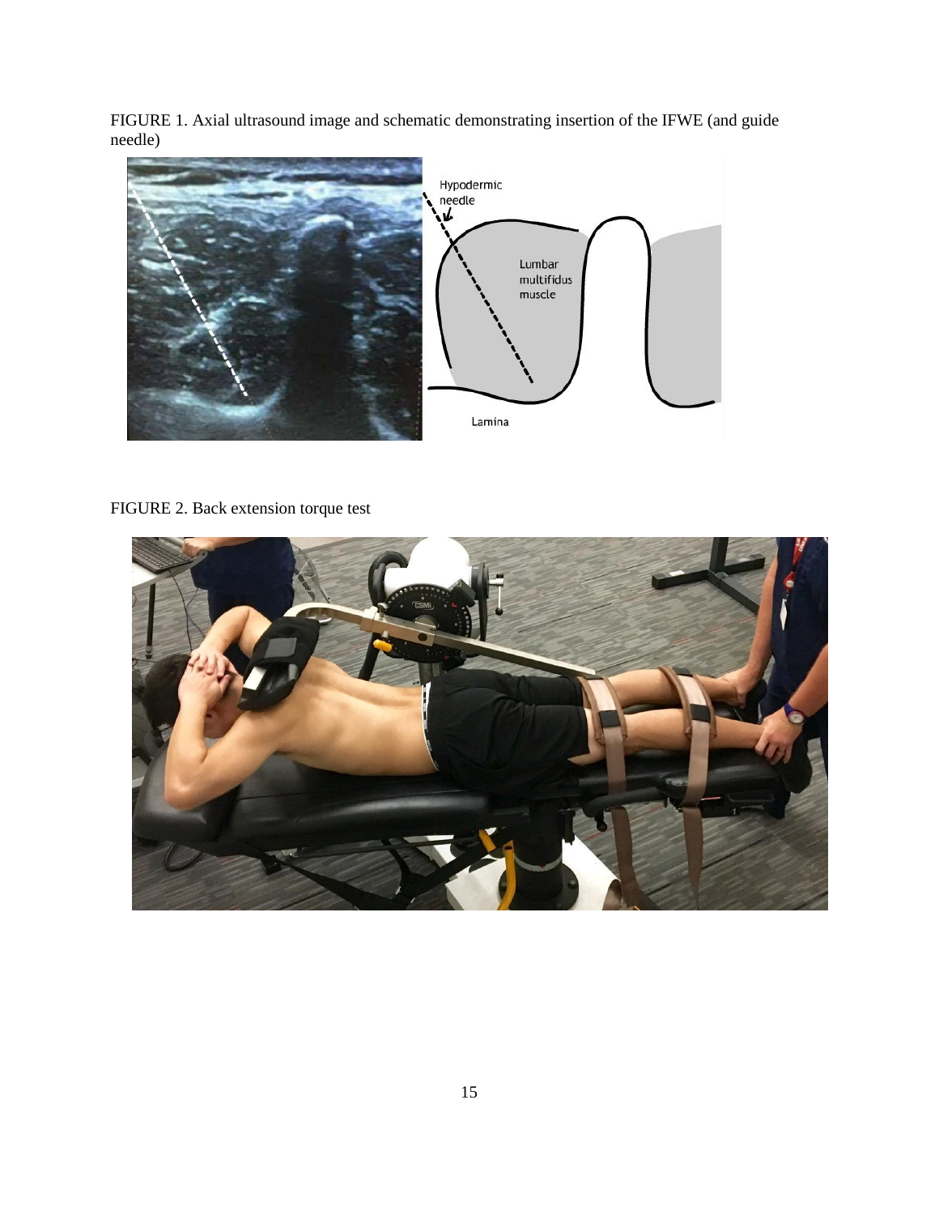FIGURE 1. Axial ultrasound image and schematic demonstrating insertion of the IFWE (and guide needle)

FIGURE 2. Back extension torque test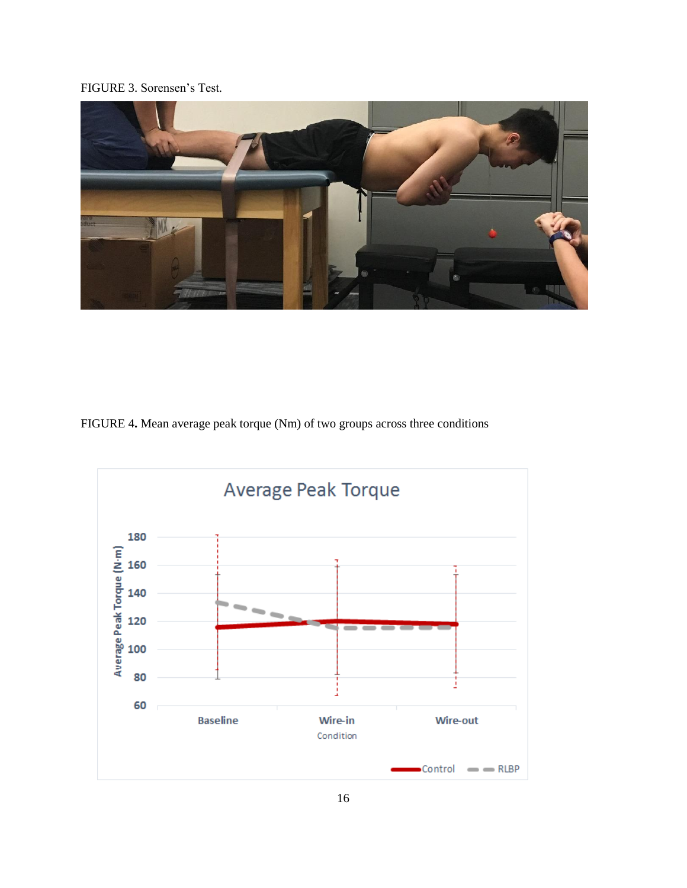FIGURE 3. Sorensen's Test.

FIGURE 4**.** Mean average peak torque (Nm) of two groups across three conditions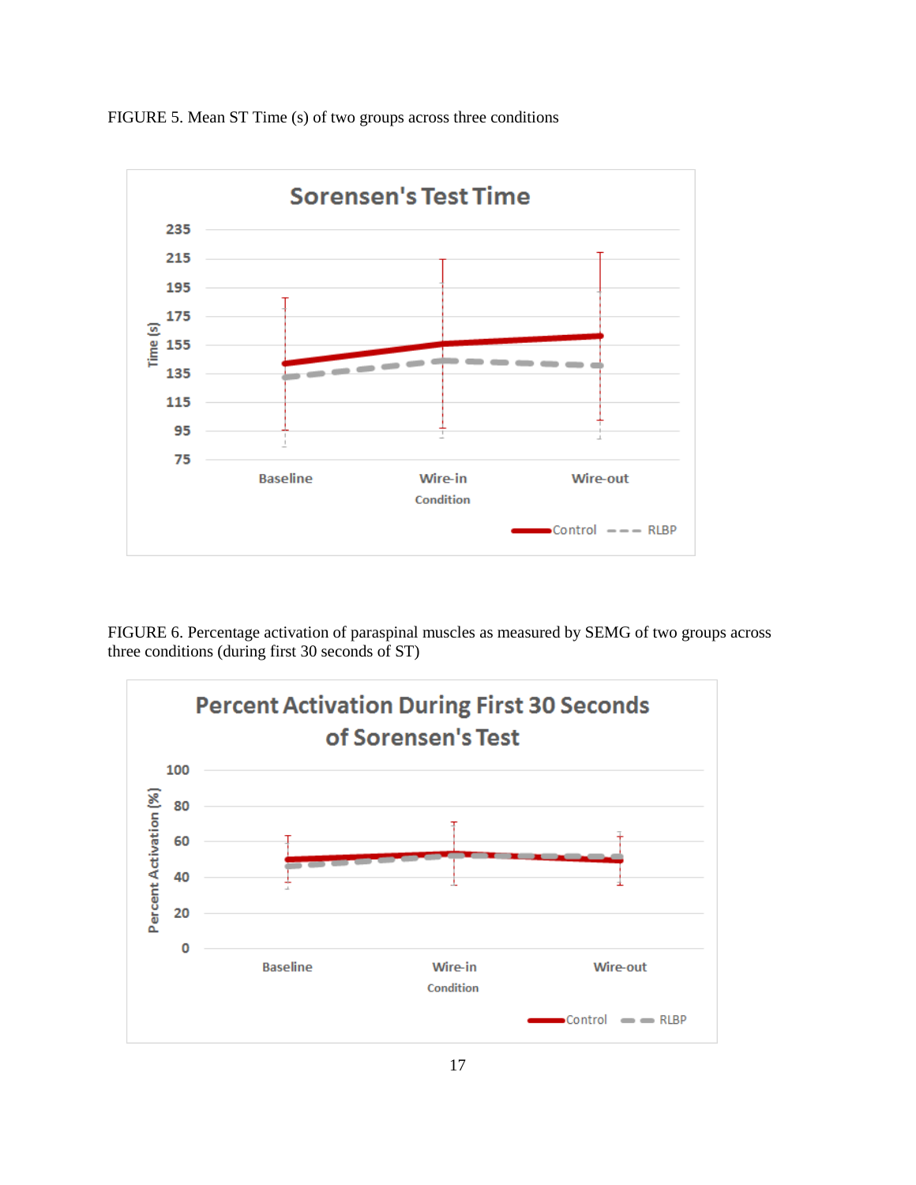FIGURE 5. Mean ST Time (s) of two groups across three conditions

FIGURE 6. Percentage activation of paraspinal muscles as measured by SEMG of two groups across three conditions (during first 30 seconds of ST)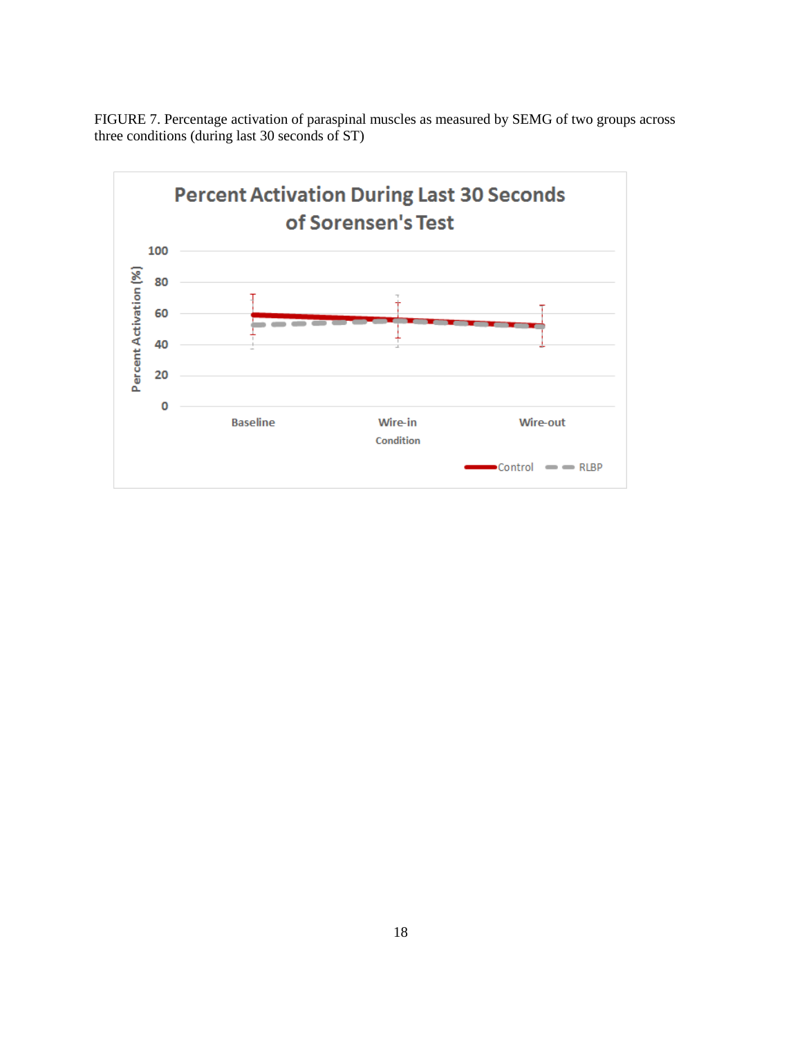FIGURE 7. Percentage activation of paraspinal muscles as measured by SEMG of two groups across three conditions (during last 30 seconds of ST)

Percent Activation During Last 30 Seconds of Sorensen's Test

Percent Activation (%)

100
80
60
40
20
0

Baseline Wire-in Wire-out

Condition

Control RLBP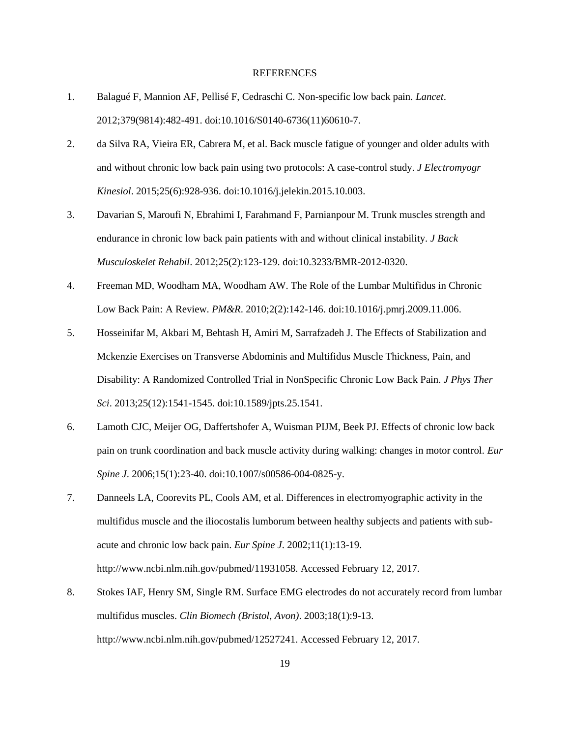## REFERENCES

1. Balagué F, Mannion AF, Pellisé F, Cedraschi C. Non-specific low back pain. *Lancet*. 2012;379(9814):482-491. doi:10.1016/S0140-6736(11)60610-7.
2. da Silva RA, Vieira ER, Cabrera M, et al. Back muscle fatigue of younger and older adults with and without chronic low back pain using two protocols: A case-control study. *J Electromyogr Kinesiol*. 2015;25(6):928-936. doi:10.1016/j.jelekin.2015.10.003.
3. Davarian S, Maroufi N, Ebrahimi I, Farahmand F, Parnianpour M. Trunk muscles strength and endurance in chronic low back pain patients with and without clinical instability. *J Back Musculoskelet Rehabil*. 2012;25(2):123-129. doi:10.3233/BMR-2012-0320.
4. Freeman MD, Woodham MA, Woodham AW. The Role of the Lumbar Multifidus in Chronic Low Back Pain: A Review. *PM&R*. 2010;2(2):142-146. doi:10.1016/j.pmrj.2009.11.006.
5. Hosseinifar M, Akbari M, Behtash H, Amiri M, Sarrafzadeh J. The Effects of Stabilization and Mckenzie Exercises on Transverse Abdominis and Multifidus Muscle Thickness, Pain, and Disability: A Randomized Controlled Trial in NonSpecific Chronic Low Back Pain. *J Phys Ther Sci*. 2013;25(12):1541-1545. doi:10.1589/jpts.25.1541.
6. Lamoth CJC, Meijer OG, Daffertshofer A, Wuisman PIJM, Beek PJ. Effects of chronic low back pain on trunk coordination and back muscle activity during walking: changes in motor control. *Eur Spine J*. 2006;15(1):23-40. doi:10.1007/s00586-004-0825-y.
7. Danneels LA, Coorevits PL, Cools AM, et al. Differences in electromyographic activity in the multifidus muscle and the iliocostalis lumborum between healthy subjects and patients with sub-acute and chronic low back pain. *Eur Spine J*. 2002;11(1):13-19. http://www.ncbi.nlm.nih.gov/pubmed/11931058. Accessed February 12, 2017.
8. Stokes IAF, Henry SM, Single RM. Surface EMG electrodes do not accurately record from lumbar multifidus muscles. *Clin Biomech (Bristol, Avon)*. 2003;18(1):9-13. http://www.ncbi.nlm.nih.gov/pubmed/12527241. Accessed February 12, 2017.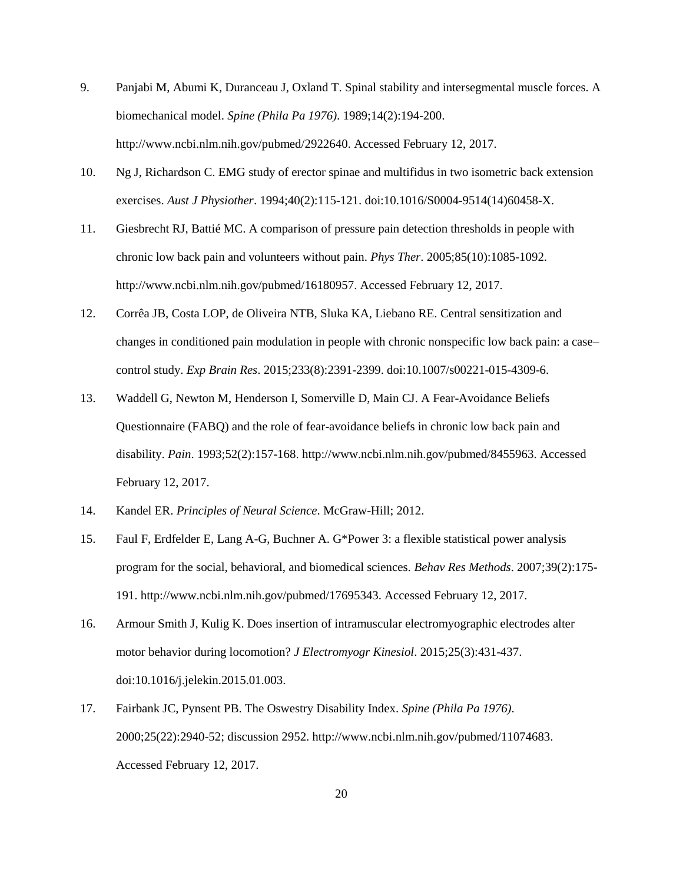9. Panjabi M, Abumi K, Duranceau J, Oxland T. Spinal stability and intersegmental muscle forces. A biomechanical model. *Spine (Phila Pa 1976)*. 1989;14(2):194-200. http://www.ncbi.nlm.nih.gov/pubmed/2922640. Accessed February 12, 2017.
10. Ng J, Richardson C. EMG study of erector spinae and multifidus in two isometric back extension exercises. *Aust J Physiother*. 1994;40(2):115-121. doi:10.1016/S0004-9514(14)60458-X.
11. Giesbrecht RJ, Battié MC. A comparison of pressure pain detection thresholds in people with chronic low back pain and volunteers without pain. *Phys Ther*. 2005;85(10):1085-1092. http://www.ncbi.nlm.nih.gov/pubmed/16180957. Accessed February 12, 2017.
12. Corrêa JB, Costa LOP, de Oliveira NTB, Sluka KA, Liebano RE. Central sensitization and changes in conditioned pain modulation in people with chronic nonspecific low back pain: a case–control study. *Exp Brain Res*. 2015;233(8):2391-2399. doi:10.1007/s00221-015-4309-6.
13. Waddell G, Newton M, Henderson I, Somerville D, Main CJ. A Fear-Avoidance Beliefs Questionnaire (FABQ) and the role of fear-avoidance beliefs in chronic low back pain and disability. *Pain*. 1993;52(2):157-168. http://www.ncbi.nlm.nih.gov/pubmed/8455963. Accessed February 12, 2017.
14. Kandel ER. *Principles of Neural Science*. McGraw-Hill; 2012.
15. Faul F, Erdfelder E, Lang A-G, Buchner A. G*Power 3: a flexible statistical power analysis program for the social, behavioral, and biomedical sciences. *Behav Res Methods*. 2007;39(2):175-191. http://www.ncbi.nlm.nih.gov/pubmed/17695343. Accessed February 12, 2017.
16. Armour Smith J, Kulig K. Does insertion of intramuscular electromyographic electrodes alter motor behavior during locomotion? *J Electromyogr Kinesiol*. 2015;25(3):431-437. doi:10.1016/j.jelekin.2015.01.003.
17. Fairbank JC, Pynsent PB. The Oswestry Disability Index. *Spine (Phila Pa 1976)*. 2000;25(22):2940-52; discussion 2952. http://www.ncbi.nlm.nih.gov/pubmed/11074683. Accessed February 12, 2017.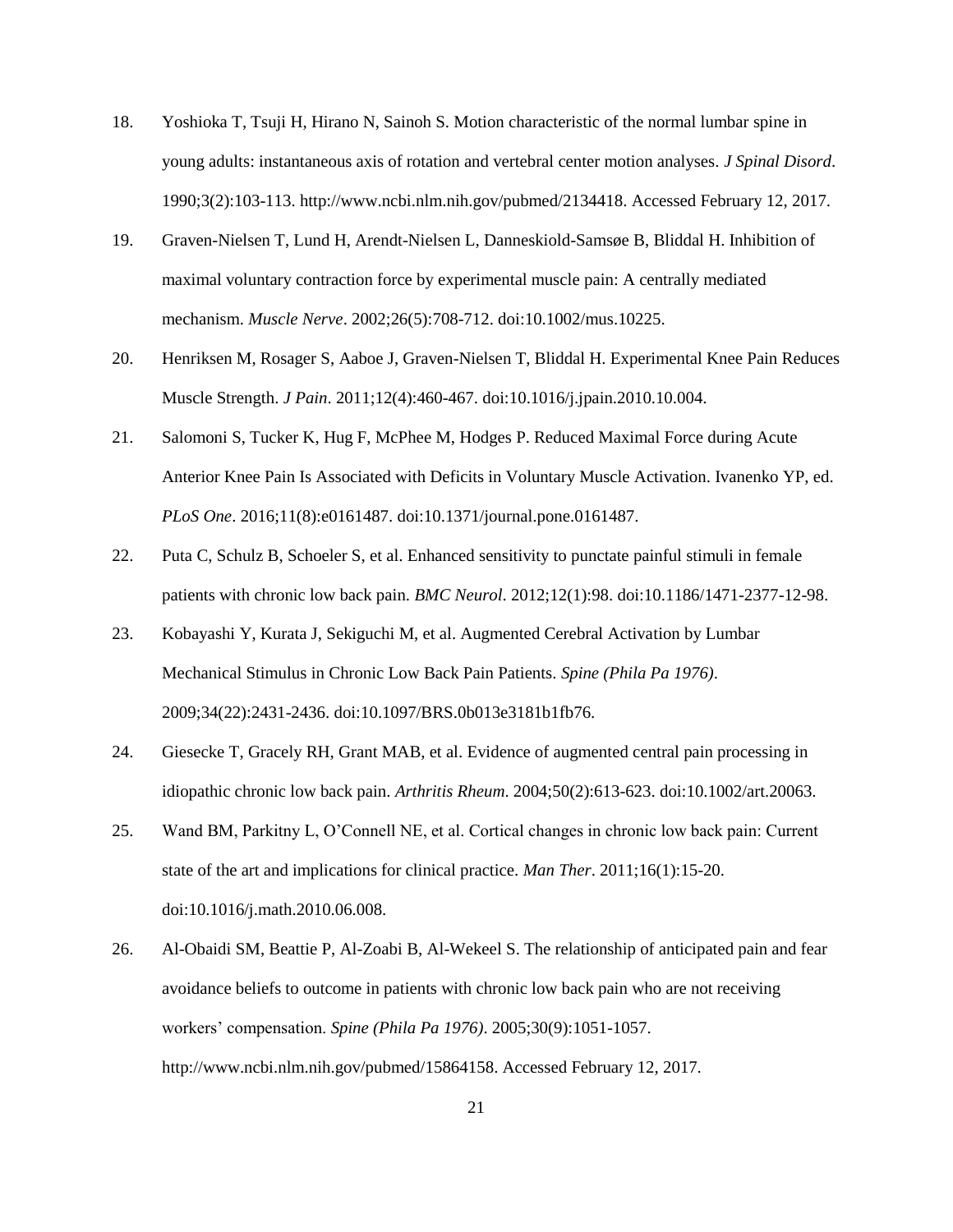18. Yoshioka T, Tsuji H, Hirano N, Sainoh S. Motion characteristic of the normal lumbar spine in young adults: instantaneous axis of rotation and vertebral center motion analyses. *J Spinal Disord*. 1990;3(2):103-113. http://www.ncbi.nlm.nih.gov/pubmed/2134418. Accessed February 12, 2017.
19. Graven-Nielsen T, Lund H, Arendt-Nielsen L, Danneskiold-Samsøe B, Bliddal H. Inhibition of maximal voluntary contraction force by experimental muscle pain: A centrally mediated mechanism. *Muscle Nerve*. 2002;26(5):708-712. doi:10.1002/mus.10225.
20. Henriksen M, Rosager S, Aaboe J, Graven-Nielsen T, Bliddal H. Experimental Knee Pain Reduces Muscle Strength. *J Pain*. 2011;12(4):460-467. doi:10.1016/j.jpain.2010.10.004.
21. Salomoni S, Tucker K, Hug F, McPhee M, Hodges P. Reduced Maximal Force during Acute Anterior Knee Pain Is Associated with Deficits in Voluntary Muscle Activation. Ivanenko YP, ed. *PLoS One*. 2016;11(8):e0161487. doi:10.1371/journal.pone.0161487.
22. Puta C, Schulz B, Schoeler S, et al. Enhanced sensitivity to punctate painful stimuli in female patients with chronic low back pain. *BMC Neurol*. 2012;12(1):98. doi:10.1186/1471-2377-12-98.
23. Kobayashi Y, Kurata J, Sekiguchi M, et al. Augmented Cerebral Activation by Lumbar Mechanical Stimulus in Chronic Low Back Pain Patients. *Spine (Phila Pa 1976)*. 2009;34(22):2431-2436. doi:10.1097/BRS.0b013e3181b1fb76.
24. Giesecke T, Gracely RH, Grant MAB, et al. Evidence of augmented central pain processing in idiopathic chronic low back pain. *Arthritis Rheum*. 2004;50(2):613-623. doi:10.1002/art.20063.
25. Wand BM, Parkitny L, O'Connell NE, et al. Cortical changes in chronic low back pain: Current state of the art and implications for clinical practice. *Man Ther*. 2011;16(1):15-20. doi:10.1016/j.math.2010.06.008.
26. Al-Obaidi SM, Beattie P, Al-Zoabi B, Al-Wekeel S. The relationship of anticipated pain and fear avoidance beliefs to outcome in patients with chronic low back pain who are not receiving workers' compensation. *Spine (Phila Pa 1976)*. 2005;30(9):1051-1057. http://www.ncbi.nlm.nih.gov/pubmed/15864158. Accessed February 12, 2017.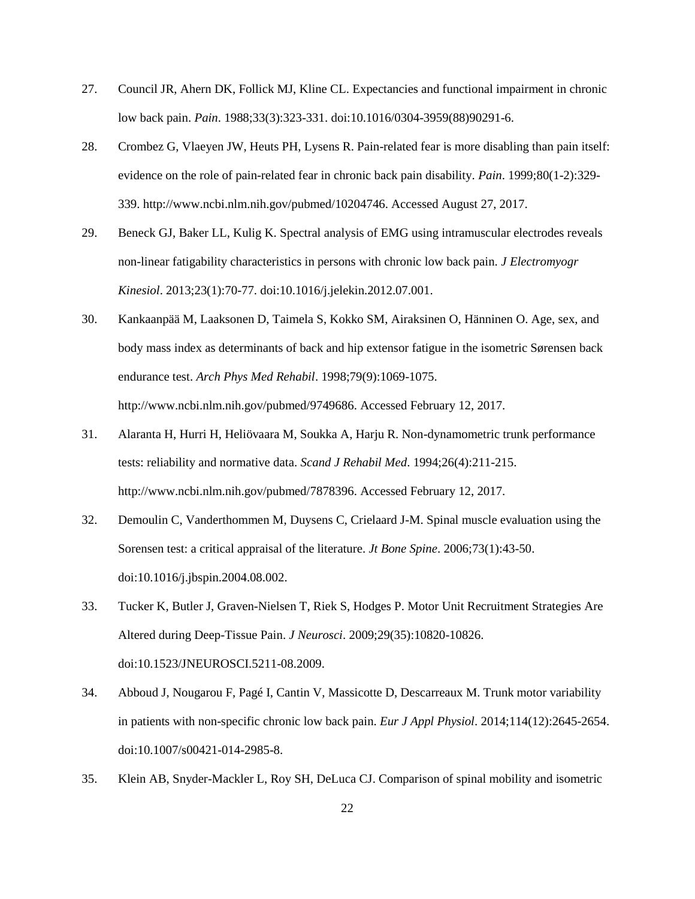27. Council JR, Ahern DK, Follick MJ, Kline CL. Expectancies and functional impairment in chronic low back pain. *Pain*. 1988;33(3):323-331. doi:10.1016/0304-3959(88)90291-6.

28. Crombez G, Vlaeyen JW, Heuts PH, Lysens R. Pain-related fear is more disabling than pain itself: evidence on the role of pain-related fear in chronic back pain disability. *Pain*. 1999;80(1-2):329-339. http://www.ncbi.nlm.nih.gov/pubmed/10204746. Accessed August 27, 2017.

29. Beneck GJ, Baker LL, Kulig K. Spectral analysis of EMG using intramuscular electrodes reveals non-linear fatigability characteristics in persons with chronic low back pain. *J Electromyogr Kinesiol*. 2013;23(1):70-77. doi:10.1016/j.jelekin.2012.07.001.

30. Kankaanpää M, Laaksonen D, Taimela S, Kokko SM, Airaksinen O, Hänninen O. Age, sex, and body mass index as determinants of back and hip extensor fatigue in the isometric Sørensen back endurance test. *Arch Phys Med Rehabil*. 1998;79(9):1069-1075. http://www.ncbi.nlm.nih.gov/pubmed/9749686. Accessed February 12, 2017.

31. Alaranta H, Hurri H, Heliövaara M, Soukka A, Harju R. Non-dynamometric trunk performance tests: reliability and normative data. *Scand J Rehabil Med*. 1994;26(4):211-215. http://www.ncbi.nlm.nih.gov/pubmed/7878396. Accessed February 12, 2017.

32. Demoulin C, Vanderthommen M, Duysens C, Crielaard J-M. Spinal muscle evaluation using the Sorensen test: a critical appraisal of the literature. *Jt Bone Spine*. 2006;73(1):43-50. doi:10.1016/j.jbspin.2004.08.002.

33. Tucker K, Butler J, Graven-Nielsen T, Riek S, Hodges P. Motor Unit Recruitment Strategies Are Altered during Deep-Tissue Pain. *J Neurosci*. 2009;29(35):10820-10826. doi:10.1523/JNEUROSCI.5211-08.2009.

34. Abboud J, Nougarou F, Pagé I, Cantin V, Massicotte D, Descarreaux M. Trunk motor variability in patients with non-specific chronic low back pain. *Eur J Appl Physiol*. 2014;114(12):2645-2654. doi:10.1007/s00421-014-2985-8.

35. Klein AB, Snyder-Mackler L, Roy SH, DeLuca CJ. Comparison of spinal mobility and isometric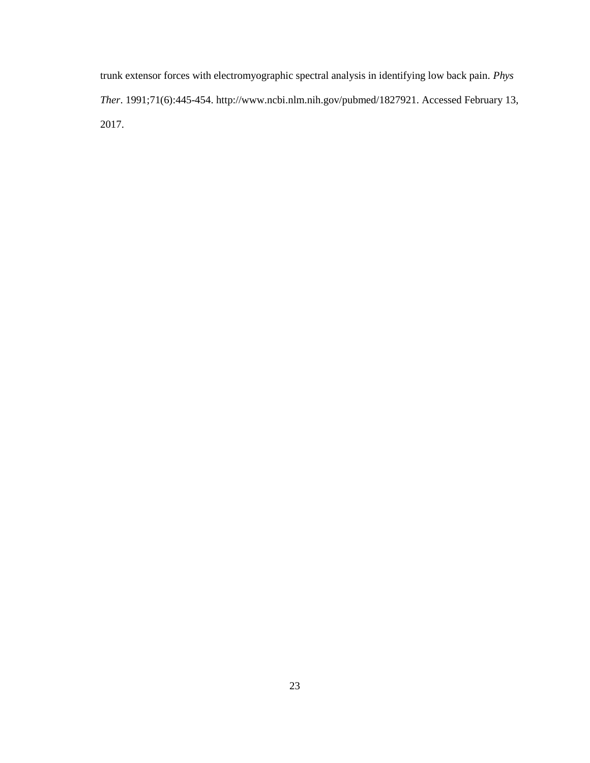trunk extensor forces with electromyographic spectral analysis in identifying low back pain. *Phys Ther*. 1991;71(6):445-454. http://www.ncbi.nlm.nih.gov/pubmed/1827921. Accessed February 13, 2017.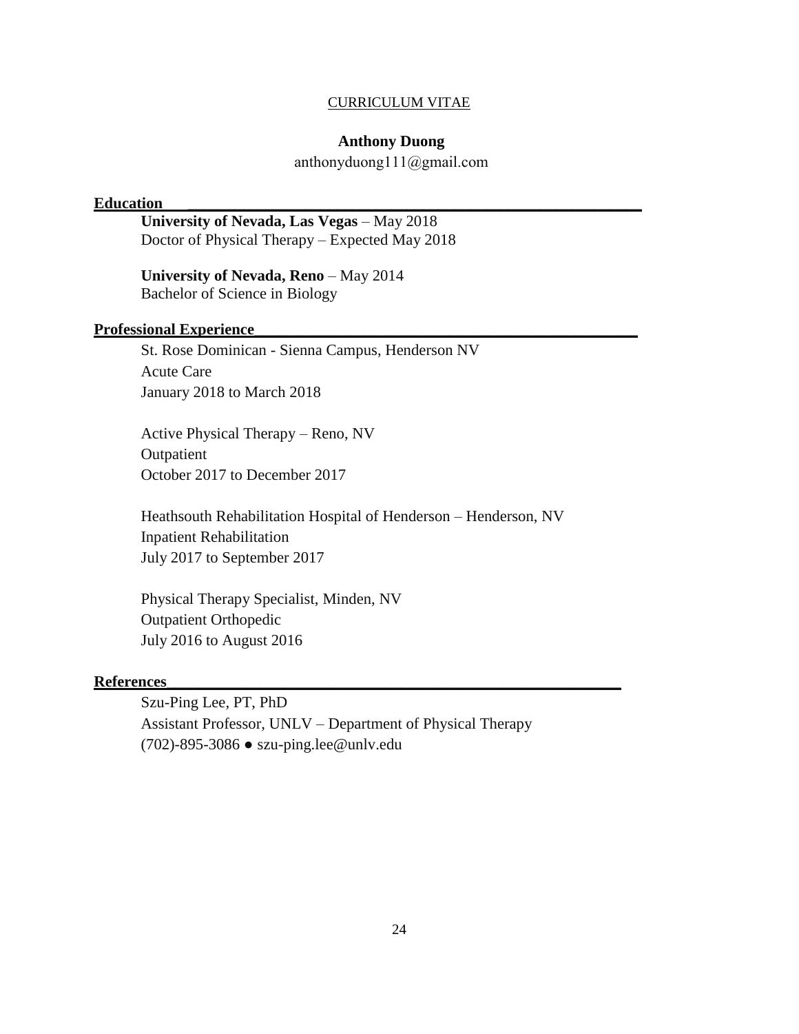CURRICULUM VITAE

**Anthony Duong**

anthonyduong111@gmail.com

## Education

**University of Nevada, Las Vegas** – May 2018
Doctor of Physical Therapy – Expected May 2018

**University of Nevada, Reno** – May 2014
Bachelor of Science in Biology

## Professional Experience

St. Rose Dominican - Sienna Campus, Henderson NV
Acute Care
January 2018 to March 2018

Active Physical Therapy – Reno, NV
Outpatient
October 2017 to December 2017

Heathsouth Rehabilitation Hospital of Henderson – Henderson, NV
Inpatient Rehabilitation
July 2017 to September 2017

Physical Therapy Specialist, Minden, NV
Outpatient Orthopedic
July 2016 to August 2016

## References

Szu-Ping Lee, PT, PhD
Assistant Professor, UNLV – Department of Physical Therapy
(702)-895-3086 ● szu-ping.lee@unlv.edu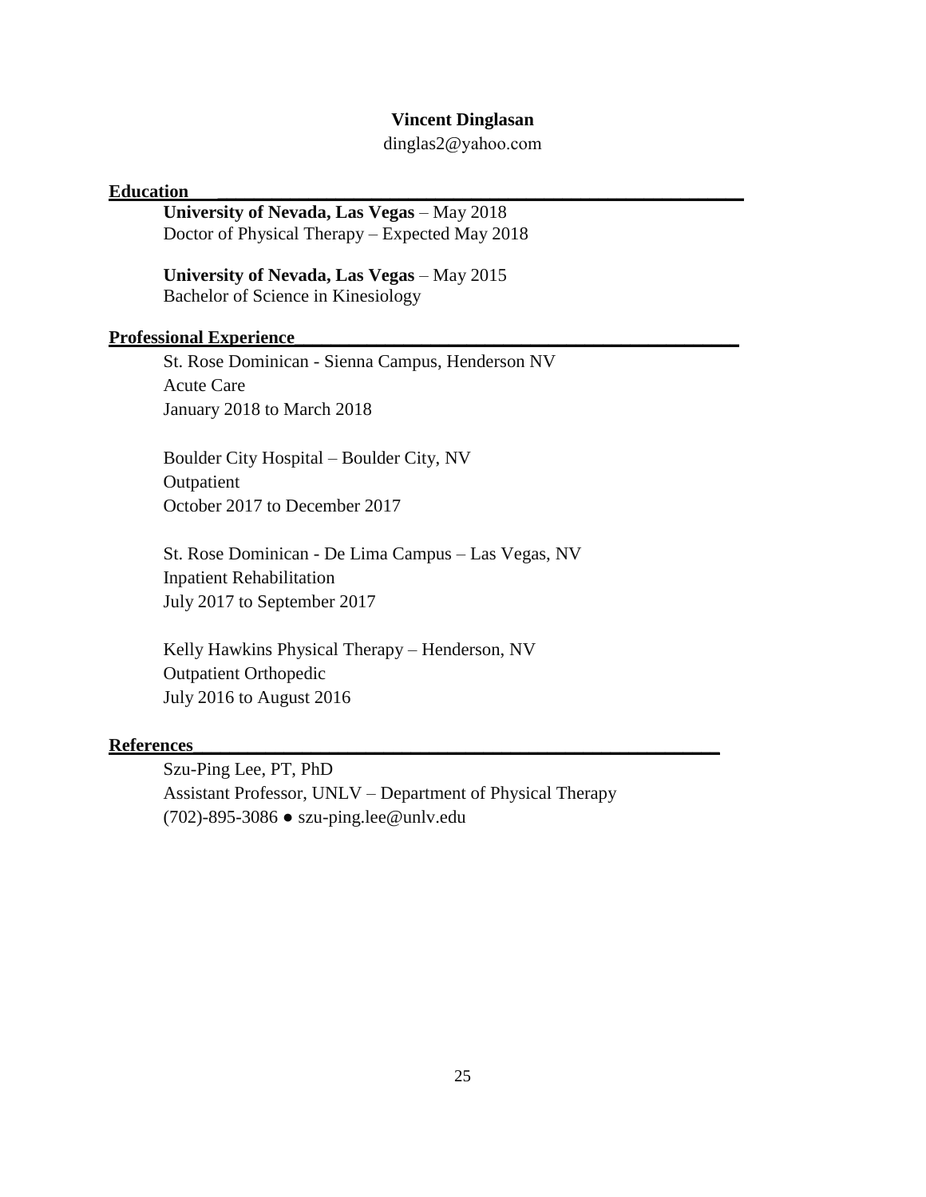**Vincent Dinglasan**

dinglas2@yahoo.com

## Education

**University of Nevada, Las Vegas** – May 2018
Doctor of Physical Therapy – Expected May 2018

**University of Nevada, Las Vegas** – May 2015
Bachelor of Science in Kinesiology

## Professional Experience

St. Rose Dominican - Sienna Campus, Henderson NV
Acute Care
January 2018 to March 2018

Boulder City Hospital – Boulder City, NV
Outpatient
October 2017 to December 2017

St. Rose Dominican - De Lima Campus – Las Vegas, NV
Inpatient Rehabilitation
July 2017 to September 2017

Kelly Hawkins Physical Therapy – Henderson, NV
Outpatient Orthopedic
July 2016 to August 2016

## References

Szu-Ping Lee, PT, PhD
Assistant Professor, UNLV – Department of Physical Therapy
(702)-895-3086 ● szu-ping.lee@unlv.edu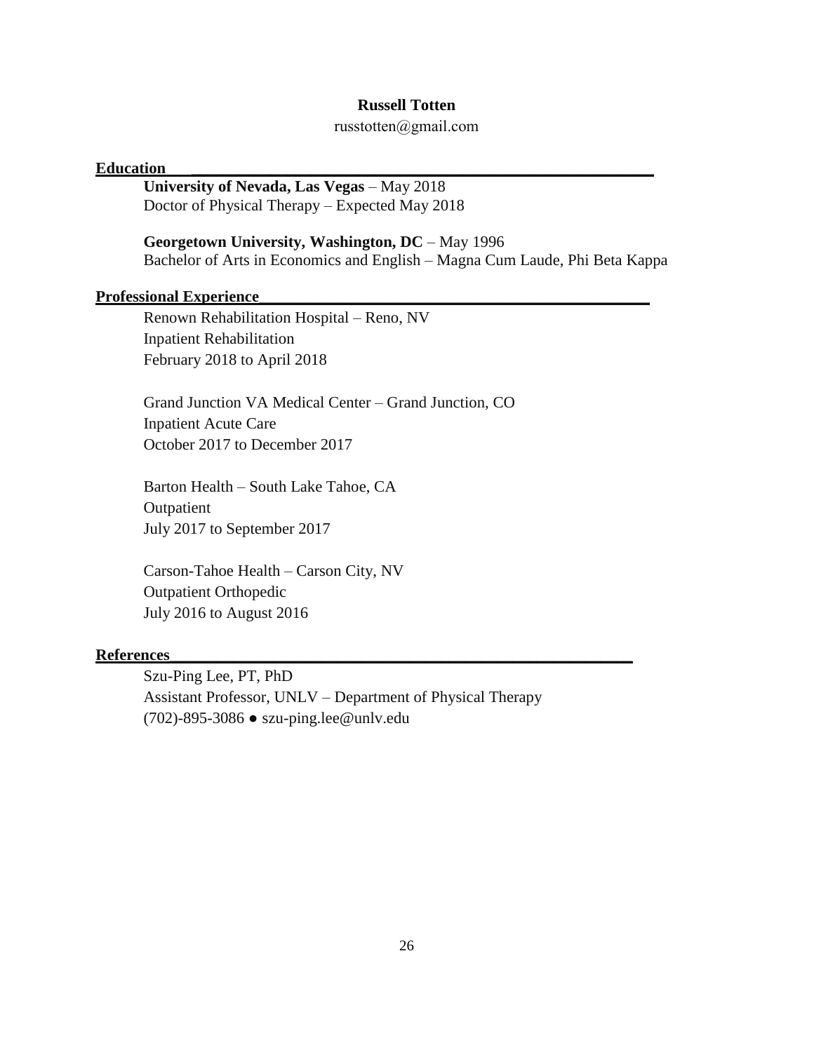**Russell Totten**

russtotten@gmail.com

## Education

**University of Nevada, Las Vegas** – May 2018
Doctor of Physical Therapy – Expected May 2018

**Georgetown University, Washington, DC** – May 1996
Bachelor of Arts in Economics and English – Magna Cum Laude, Phi Beta Kappa

## Professional Experience

Renown Rehabilitation Hospital – Reno, NV
Inpatient Rehabilitation
February 2018 to April 2018

Grand Junction VA Medical Center – Grand Junction, CO
Inpatient Acute Care
October 2017 to December 2017

Barton Health – South Lake Tahoe, CA
Outpatient
July 2017 to September 2017

Carson-Tahoe Health – Carson City, NV
Outpatient Orthopedic
July 2016 to August 2016

## References

Szu-Ping Lee, PT, PhD
Assistant Professor, UNLV – Department of Physical Therapy
(702)-895-3086 ● szu-ping.lee@unlv.edu